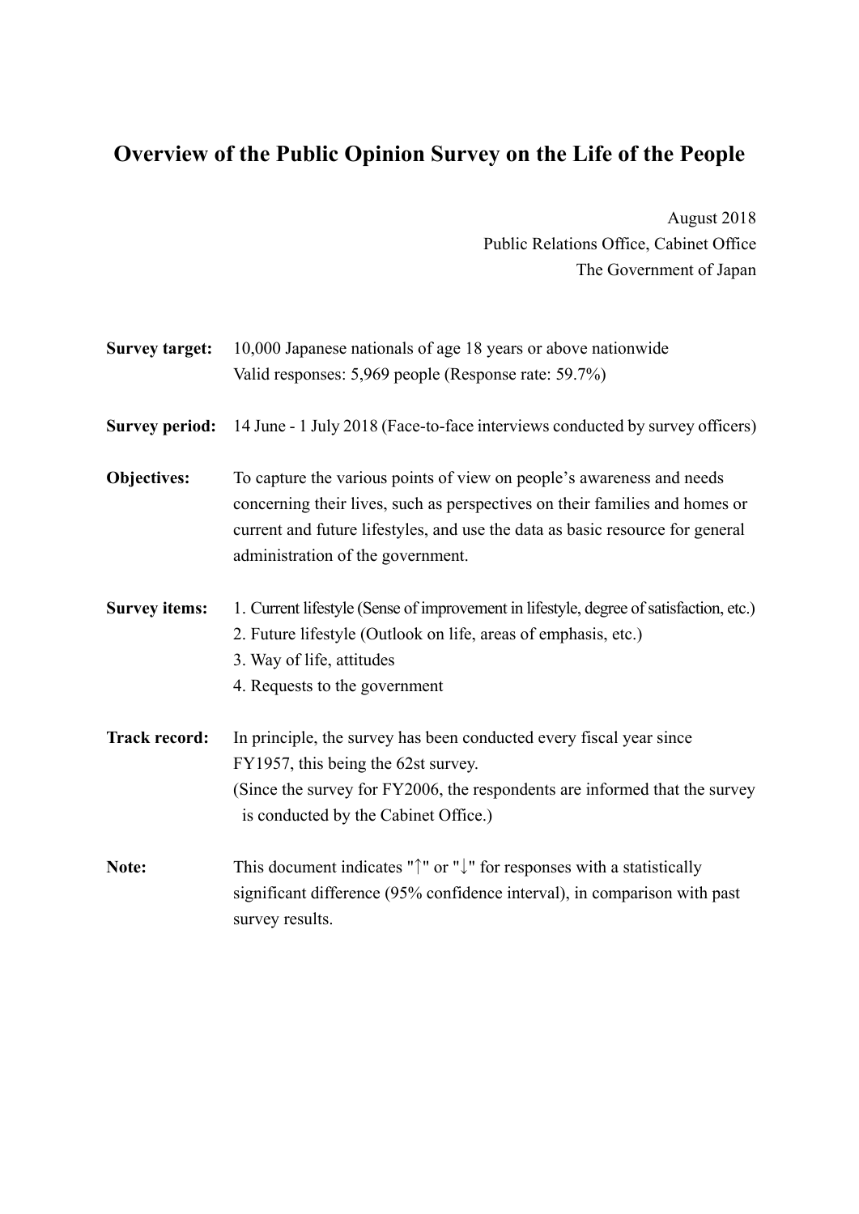# Overview of the Public Opinion Survey on the Life of the People

August 2018
Public Relations Office, Cabinet Office
The Government of Japan

**Survey target:** 10,000 Japanese nationals of age 18 years or above nationwide
Valid responses: 5,969 people (Response rate: 59.7%)

**Survey period:** 14 June - 1 July 2018 (Face-to-face interviews conducted by survey officers)

**Objectives:** To capture the various points of view on people's awareness and needs concerning their lives, such as perspectives on their families and homes or current and future lifestyles, and use the data as basic resource for general administration of the government.

**Survey items:**
1. Current lifestyle (Sense of improvement in lifestyle, degree of satisfaction, etc.)
2. Future lifestyle (Outlook on life, areas of emphasis, etc.)
3. Way of life, attitudes
4. Requests to the government

**Track record:** In principle, the survey has been conducted every fiscal year since FY1957, this being the 62st survey.
(Since the survey for FY2006, the respondents are informed that the survey is conducted by the Cabinet Office.)

**Note:** This document indicates "↑" or "↓" for responses with a statistically significant difference (95% confidence interval), in comparison with past survey results.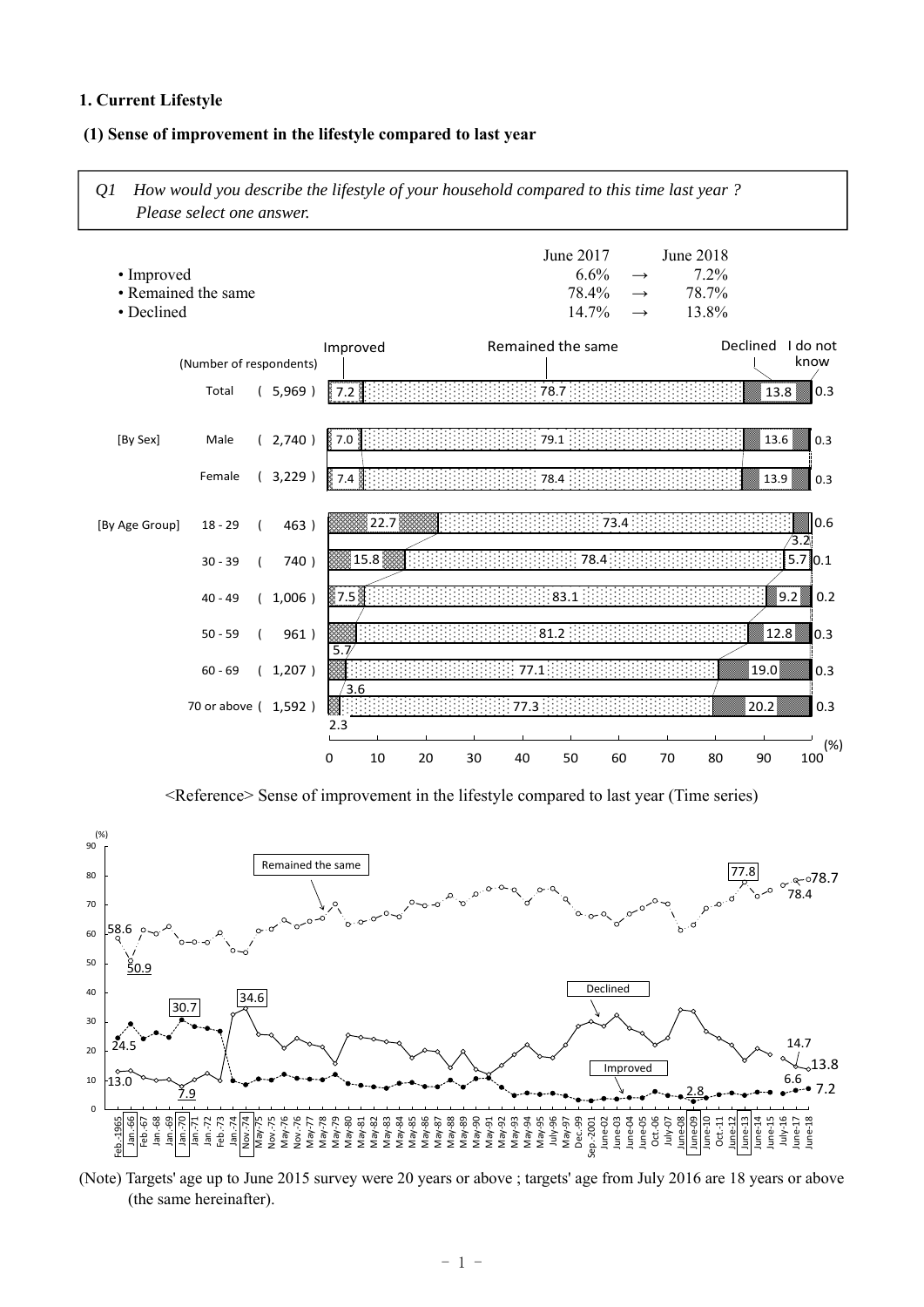## 1. Current Lifestyle

### (1) Sense of improvement in the lifestyle compared to last year

*Q1 How would you describe the lifestyle of your household compared to this time last year ? Please select one answer.*

| | June 2017 | | June 2018 |
|---|---|---|---|
| • Improved | 6.6% | → | 7.2% |
| • Remained the same | 78.4% | → | 78.7% |
| • Declined | 14.7% | → | 13.8% |

| | (Number of respondents) | Improved | Remained the same | Declined | I do not know |
|---|---|---|---|---|---|
| Total | (5,969) | 7.2 | 78.7 | 13.8 | 0.3 |
| [By Sex] Male | (2,740) | 7.0 | 79.1 | 13.6 | 0.3 |
| Female | (3,229) | 7.4 | 78.4 | 13.9 | 0.3 |
| [By Age Group] 18 - 29 | (463) | 22.7 | 73.4 | 3.2 | 0.6 |
| 30 - 39 | (740) | 15.8 | 78.4 | 5.7 | 0.1 |
| 40 - 49 | (1,006) | 7.5 | 83.1 | 9.2 | 0.2 |
| 50 - 59 | (961) | 5.7 | 81.2 | 12.8 | 0.3 |
| 60 - 69 | (1,207) | 3.6 | 77.1 | 19.0 | 0.3 |
| 70 or above | (1,592) | 2.3 | 77.3 | 20.2 | 0.3 |

(%)

<Reference> Sense of improvement in the lifestyle compared to last year (Time series)

Remained the same: 58.6 (Feb.-1965), 50.9 (Jan.-66), 77.8 (June-13), 78.4 (June-17), 78.7 (June-18)

Declined: 24.5 (Feb.-1965), 30.7 (Jan.-70), 34.6 (Nov.-74), 14.7 (June-17), 13.8 (June-18)

Improved: 13.0 (Feb.-1965), 7.9 (Jan.-70), 2.8 (June-09), 6.6 (June-17), 7.2 (June-18)

(Note) Targets' age up to June 2015 survey were 20 years or above ; targets' age from July 2016 are 18 years or above (the same hereinafter).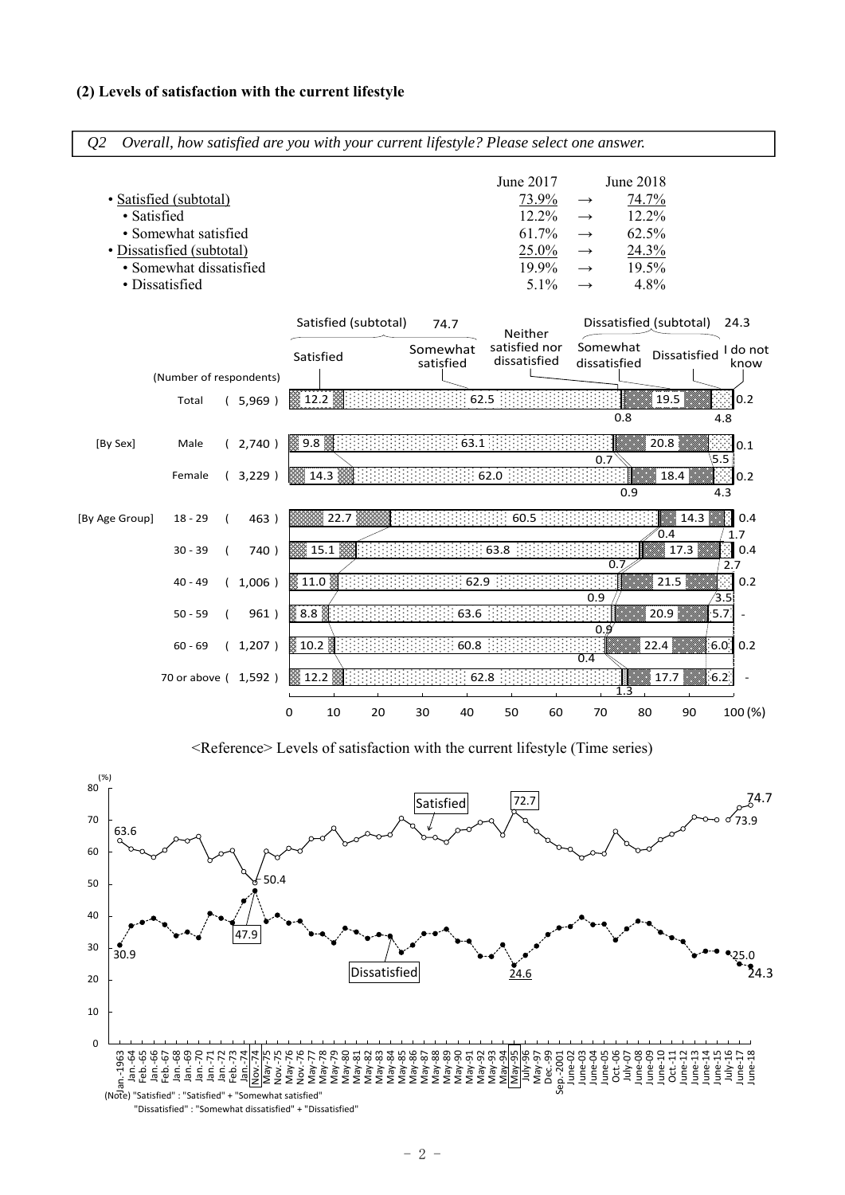### (2) Levels of satisfaction with the current lifestyle

*Q2 Overall, how satisfied are you with your current lifestyle? Please select one answer.*

| | June 2017 | | June 2018 |
|---|---|---|---|
| • Satisfied (subtotal) | 73.9% | → | 74.7% |
| • Satisfied | 12.2% | → | 12.2% |
| • Somewhat satisfied | 61.7% | → | 62.5% |
| • Dissatisfied (subtotal) | 25.0% | → | 24.3% |
| • Somewhat dissatisfied | 19.9% | → | 19.5% |
| • Dissatisfied | 5.1% | → | 4.8% |

Satisfied (subtotal) 74.7 — Dissatisfied (subtotal) 24.3

| | | (Number of respondents) | Satisfied | Somewhat satisfied | Neither satisfied nor dissatisfied | Somewhat dissatisfied | Dissatisfied | I do not know |
|---|---|---|---|---|---|---|---|---|
| | Total | (5,969) | 12.2 | 62.5 | 0.8 | 19.5 | 4.8 | 0.2 |
| [By Sex] | Male | (2,740) | 9.8 | 63.1 | 0.7 | 20.8 | 5.5 | 0.1 |
| | Female | (3,229) | 14.3 | 62.0 | 0.9 | 18.4 | 4.3 | 0.2 |
| [By Age Group] | 18 - 29 | (463) | 22.7 | 60.5 | 0.4 | 14.3 | 1.7 | 0.4 |
| | 30 - 39 | (740) | 15.1 | 63.8 | 0.7 | 17.3 | 2.7 | 0.4 |
| | 40 - 49 | (1,006) | 11.0 | 62.9 | 0.9 | 21.5 | 3.5 | 0.2 |
| | 50 - 59 | (961) | 8.8 | 63.6 | 0.9 | 20.9 | 5.7 | - |
| | 60 - 69 | (1,207) | 10.2 | 60.8 | 0.4 | 22.4 | 6.0 | 0.2 |
| | 70 or above | (1,592) | 12.2 | 62.8 | 1.3 | 17.7 | 6.2 | - |

<Reference> Levels of satisfaction with the current lifestyle (Time series)

Satisfied: Jan.-1963 63.6; Nov.-74 50.4; May-95 72.7; June-17 73.9; June-18 74.7

Dissatisfied: Jan.-1963 30.9; Nov.-74 47.9; May-95 24.6; June-17 25.0; June-18 24.3

(Note) "Satisfied" : "Satisfied" + "Somewhat satisfied"
"Dissatisfied" : "Somewhat dissatisfied" + "Dissatisfied"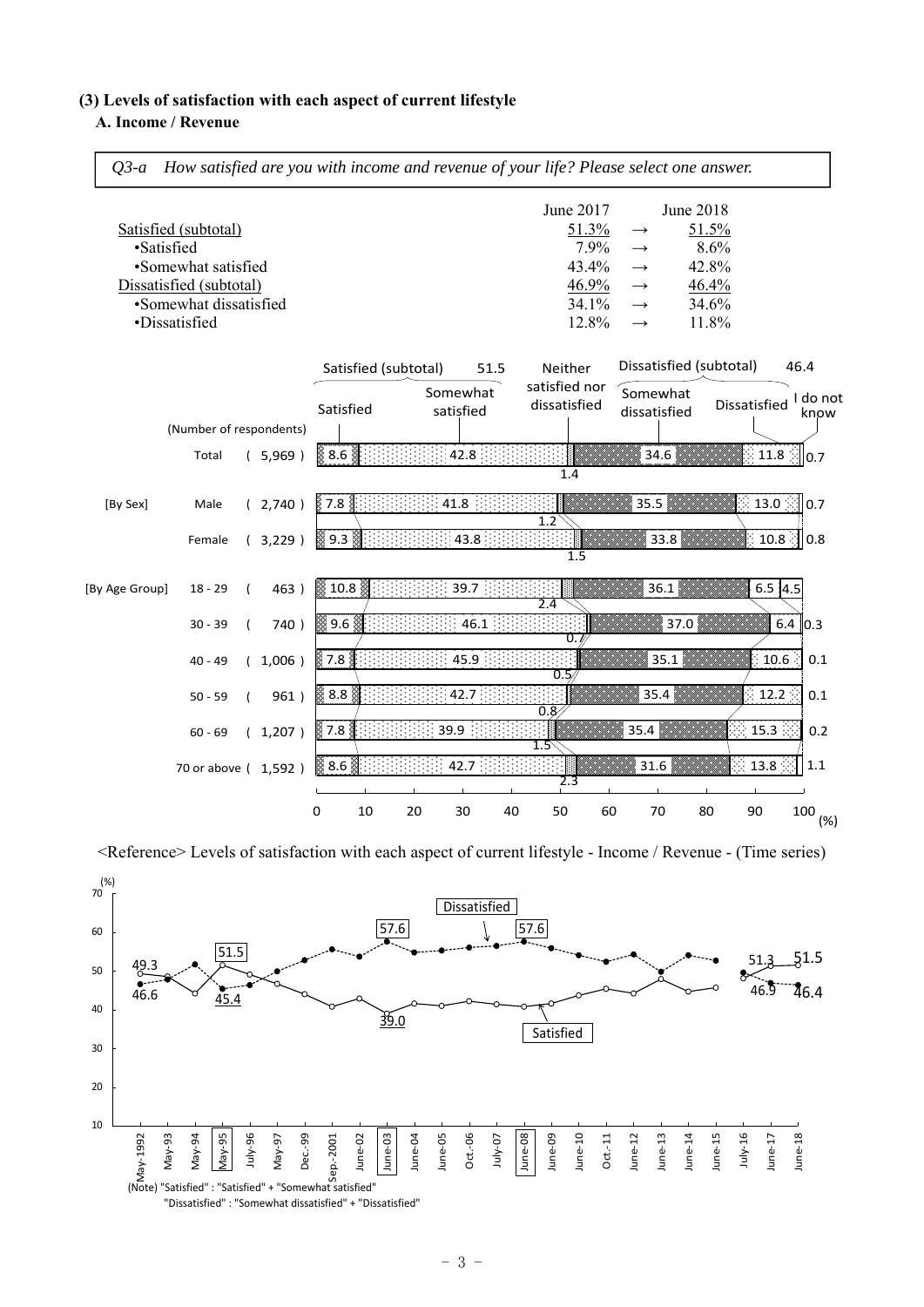### (3) Levels of satisfaction with each aspect of current lifestyle

#### A. Income / Revenue

*Q3-a How satisfied are you with income and revenue of your life? Please select one answer.*

| | June 2017 | | June 2018 |
|---|---|---|---|
| Satisfied (subtotal) | 51.3% | → | 51.5% |
| •Satisfied | 7.9% | → | 8.6% |
| •Somewhat satisfied | 43.4% | → | 42.8% |
| Dissatisfied (subtotal) | 46.9% | → | 46.4% |
| •Somewhat dissatisfied | 34.1% | → | 34.6% |
| •Dissatisfied | 12.8% | → | 11.8% |

| | | (Number of respondents) | Satisfied | Somewhat satisfied | Neither satisfied nor dissatisfied | Somewhat dissatisfied | Dissatisfied | I do not know |
|---|---|---|---|---|---|---|---|---|
| | Total | (5,969) | 8.6 | 42.8 | 1.4 | 34.6 | 11.8 | 0.7 |
| [By Sex] | Male | (2,740) | 7.8 | 41.8 | 1.2 | 35.5 | 13.0 | 0.7 |
| | Female | (3,229) | 9.3 | 43.8 | 1.5 | 33.8 | 10.8 | 0.8 |
| [By Age Group] | 18 - 29 | (463) | 10.8 | 39.7 | 2.4 | 36.1 | 6.5 | 4.5 |
| | 30 - 39 | (740) | 9.6 | 46.1 | 0.7 | 37.0 | 6.4 | 0.3 |
| | 40 - 49 | (1,006) | 7.8 | 45.9 | 0.5 | 35.1 | 10.6 | 0.1 |
| | 50 - 59 | (961) | 8.8 | 42.7 | 0.8 | 35.4 | 12.2 | 0.1 |
| | 60 - 69 | (1,207) | 7.8 | 39.9 | 1.5 | 35.4 | 15.3 | 0.2 |
| | 70 or above | (1,592) | 8.6 | 42.7 | 2.3 | 31.6 | 13.8 | 1.1 |

Satisfied (subtotal) 51.5; Dissatisfied (subtotal) 46.4 (%)

<Reference> Levels of satisfaction with each aspect of current lifestyle - Income / Revenue - (Time series)

| | May-1992 | May-95 | June-03 | June-08 | June-17 | June-18 |
|---|---|---|---|---|---|---|
| Satisfied | 49.3 | 51.5 | 39.0 | | 51.3 | 51.5 |
| Dissatisfied | 46.6 | 45.4 | 57.6 | 57.6 | 46.9 | 46.4 |

(Note) "Satisfied" : "Satisfied" + "Somewhat satisfied"
"Dissatisfied" : "Somewhat dissatisfied" + "Dissatisfied"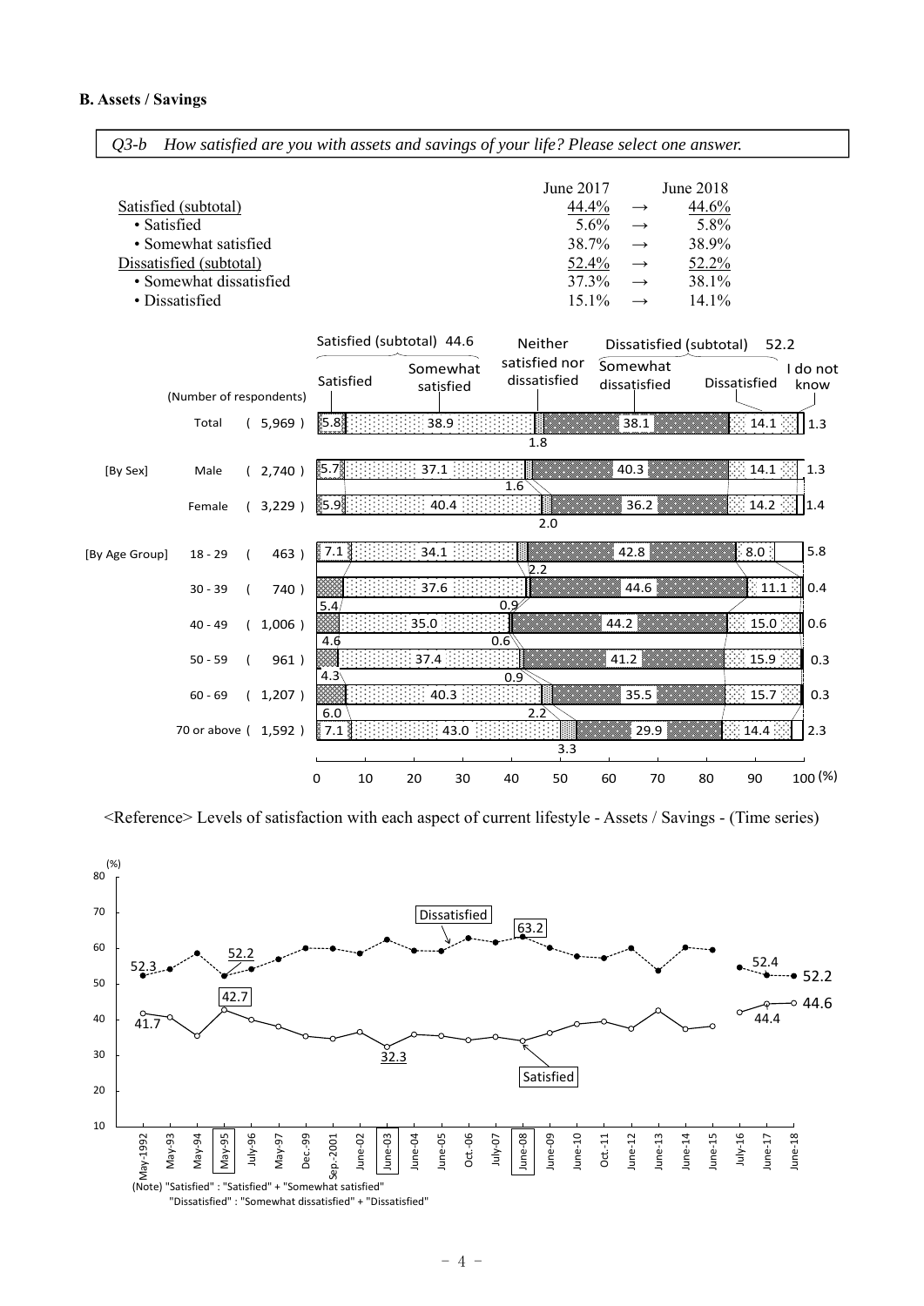### B. Assets / Savings

*Q3-b How satisfied are you with assets and savings of your life? Please select one answer.*

| | June 2017 | | June 2018 |
|---|---|---|---|
| Satisfied (subtotal) | 44.4% | → | 44.6% |
| • Satisfied | 5.6% | → | 5.8% |
| • Somewhat satisfied | 38.7% | → | 38.9% |
| Dissatisfied (subtotal) | 52.4% | → | 52.2% |
| • Somewhat dissatisfied | 37.3% | → | 38.1% |
| • Dissatisfied | 15.1% | → | 14.1% |

| | | (Number of respondents) | Satisfied | Somewhat satisfied | Neither satisfied nor dissatisfied | Somewhat dissatisfied | Dissatisfied | I do not know |
|---|---|---|---|---|---|---|---|---|
| | Total | (5,969) | 5.8 | 38.9 | 1.8 | 38.1 | 14.1 | 1.3 |
| [By Sex] | Male | (2,740) | 5.7 | 37.1 | 1.6 | 40.3 | 14.1 | 1.3 |
| | Female | (3,229) | 5.9 | 40.4 | 2.0 | 36.2 | 14.2 | 1.4 |
| [By Age Group] | 18 - 29 | (463) | 7.1 | 34.1 | 2.2 | 42.8 | 8.0 | 5.8 |
| | 30 - 39 | (740) | 5.4 | 37.6 | 0.9 | 44.6 | 11.1 | 0.4 |
| | 40 - 49 | (1,006) | 4.6 | 35.0 | 0.6 | 44.2 | 15.0 | 0.6 |
| | 50 - 59 | (961) | 4.3 | 37.4 | 0.9 | 41.2 | 15.9 | 0.3 |
| | 60 - 69 | (1,207) | 6.0 | 40.3 | 2.2 | 35.5 | 15.7 | 0.3 |
| | 70 or above | (1,592) | 7.1 | 43.0 | 3.3 | 29.9 | 14.4 | 2.3 |

Satisfied (subtotal) 44.6 / Dissatisfied (subtotal) 52.2

<Reference> Levels of satisfaction with each aspect of current lifestyle - Assets / Savings - (Time series)

(Note) "Satisfied" : "Satisfied" + "Somewhat satisfied"
"Dissatisfied" : "Somewhat dissatisfied" + "Dissatisfied"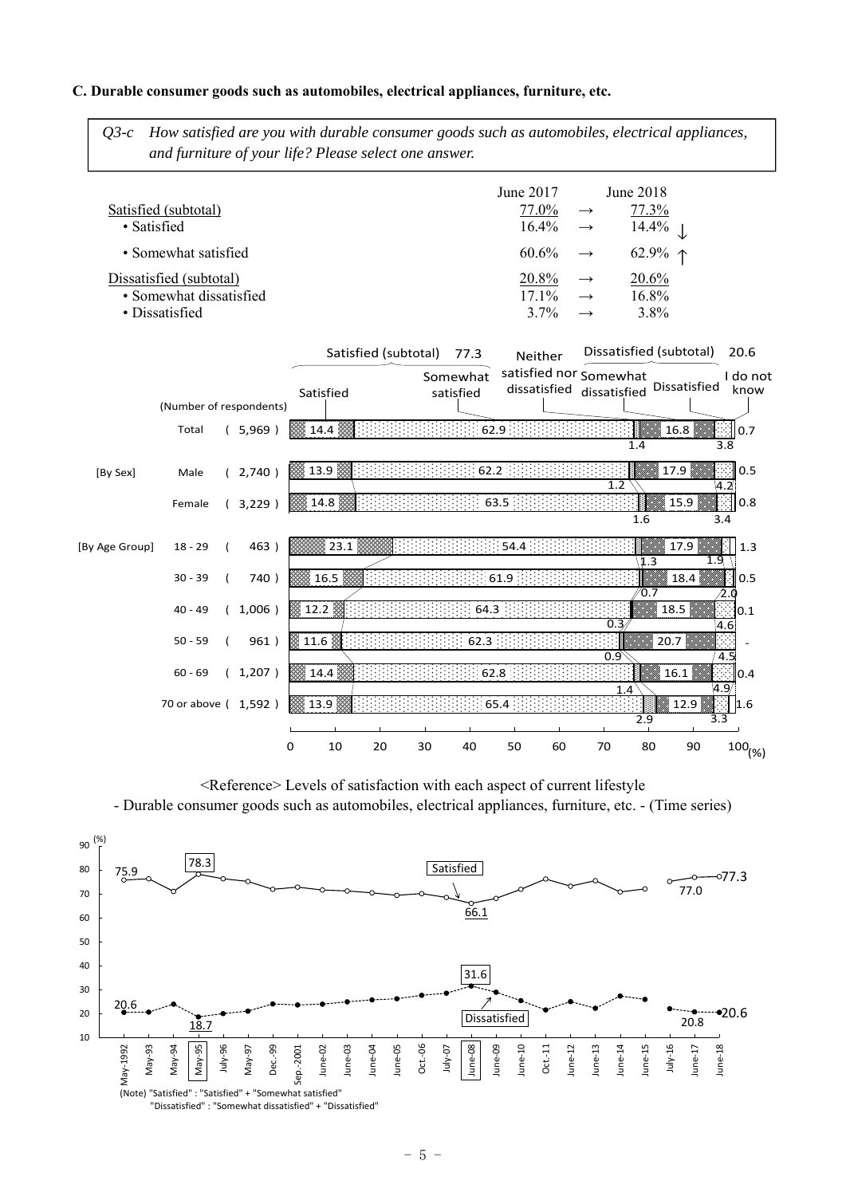**C. Durable consumer goods such as automobiles, electrical appliances, furniture, etc.**

> *Q3-c How satisfied are you with durable consumer goods such as automobiles, electrical appliances, and furniture of your life? Please select one answer.*

| | June 2017 | | June 2018 | |
|---|---|---|---|---|
| Satisfied (subtotal) | 77.0% | → | 77.3% | |
| • Satisfied | 16.4% | → | 14.4% | ↓ |
| • Somewhat satisfied | 60.6% | → | 62.9% | ↑ |
| Dissatisfied (subtotal) | 20.8% | → | 20.6% | |
| • Somewhat dissatisfied | 17.1% | → | 16.8% | |
| • Dissatisfied | 3.7% | → | 3.8% | |

Satisfied (subtotal) 77.3 / Dissatisfied (subtotal) 20.6

| | | (Number of respondents) | Satisfied | Somewhat satisfied | Neither satisfied nor dissatisfied | Somewhat dissatisfied | Dissatisfied | I do not know |
|---|---|---|---|---|---|---|---|---|
| | Total | ( 5,969 ) | 14.4 | 62.9 | 1.4 | 16.8 | 3.8 | 0.7 |
| [By Sex] | Male | ( 2,740 ) | 13.9 | 62.2 | 1.2 | 17.9 | 4.2 | 0.5 |
| | Female | ( 3,229 ) | 14.8 | 63.5 | 1.6 | 15.9 | 3.4 | 0.8 |
| [By Age Group] | 18 - 29 | ( 463 ) | 23.1 | 54.4 | 1.3 | 17.9 | 1.9 | 1.3 |
| | 30 - 39 | ( 740 ) | 16.5 | 61.9 | 0.7 | 18.4 | 2.0 | 0.5 |
| | 40 - 49 | ( 1,006 ) | 12.2 | 64.3 | 0.3 | 18.5 | 4.6 | 0.1 |
| | 50 - 59 | ( 961 ) | 11.6 | 62.3 | 0.9 | 20.7 | 4.5 | - |
| | 60 - 69 | ( 1,207 ) | 14.4 | 62.8 | 1.4 | 16.1 | 4.9 | 0.4 |
| | 70 or above | ( 1,592 ) | 13.9 | 65.4 | 2.9 | 12.9 | 3.3 | 1.6 |

(%)

<Reference> Levels of satisfaction with each aspect of current lifestyle
- Durable consumer goods such as automobiles, electrical appliances, furniture, etc. - (Time series)

| | May-1992 | May-95 | June-08 | June-17 | June-18 |
|---|---|---|---|---|---|
| Satisfied | 75.9 | 78.3 | 66.1 | 77.0 | 77.3 |
| Dissatisfied | 20.6 | 18.7 | 31.6 | 20.8 | 20.6 |

(Note) "Satisfied" : "Satisfied" + "Somewhat satisfied"
"Dissatisfied" : "Somewhat dissatisfied" + "Dissatisfied"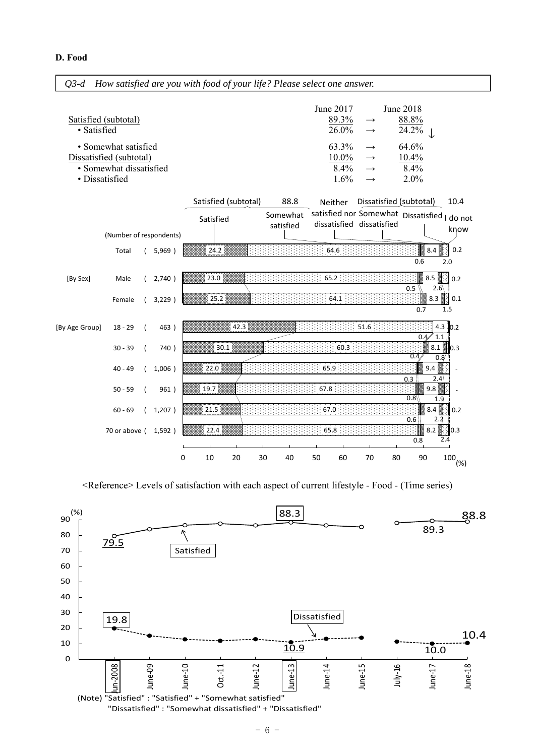### D. Food

*Q3-d How satisfied are you with food of your life? Please select one answer.*

| | June 2017 | | June 2018 | |
|---|---|---|---|---|
| Satisfied (subtotal) | 89.3% | → | 88.8% | |
| • Satisfied | 26.0% | → | 24.2% | ↓ |
| • Somewhat satisfied | 63.3% | → | 64.6% | |
| Dissatisfied (subtotal) | 10.0% | → | 10.4% | |
| • Somewhat dissatisfied | 8.4% | → | 8.4% | |
| • Dissatisfied | 1.6% | → | 2.0% | |

| | (Number of respondents) | Satisfied | Somewhat satisfied | Neither satisfied nor dissatisfied | Somewhat dissatisfied | Dissatisfied | I do not know |
|---|---|---|---|---|---|---|---|
| Total | (5,969) | 24.2 | 64.6 | 0.6 | 8.4 | 2.0 | 0.2 |
| [By Sex] Male | (2,740) | 23.0 | 65.2 | 0.5 | 8.5 | 2.6 | 0.2 |
| Female | (3,229) | 25.2 | 64.1 | 0.7 | 8.3 | 1.5 | 0.1 |
| [By Age Group] 18 - 29 | (463) | 42.3 | 51.6 | 0.4 | 4.3 | 1.1 | 0.2 |
| 30 - 39 | (740) | 30.1 | 60.3 | 0.4 | 8.1 | 0.8 | 0.3 |
| 40 - 49 | (1,006) | 22.0 | 65.9 | 0.3 | 9.4 | 2.4 | - |
| 50 - 59 | (961) | 19.7 | 67.8 | 0.8 | 9.8 | 1.9 | - |
| 60 - 69 | (1,207) | 21.5 | 67.0 | 0.6 | 8.4 | 2.2 | 0.2 |
| 70 or above | (1,592) | 22.4 | 65.8 | 0.8 | 8.2 | 2.4 | 0.3 |

Satisfied (subtotal) 88.8 / Dissatisfied (subtotal) 10.4 (%)

<Reference> Levels of satisfaction with each aspect of current lifestyle - Food - (Time series)

| (%) | Jun-2008 | June-09 | June-10 | Oct.-11 | June-12 | June-13 | June-14 | June-15 | July-16 | June-17 | June-18 |
|---|---|---|---|---|---|---|---|---|---|---|---|
| Satisfied | 79.5 | | | | | 88.3 | | | | 89.3 | 88.8 |
| Dissatisfied | 19.8 | | | | | 10.9 | | | | 10.0 | 10.4 |

(Note) "Satisfied" : "Satisfied" + "Somewhat satisfied"
"Dissatisfied" : "Somewhat dissatisfied" + "Dissatisfied"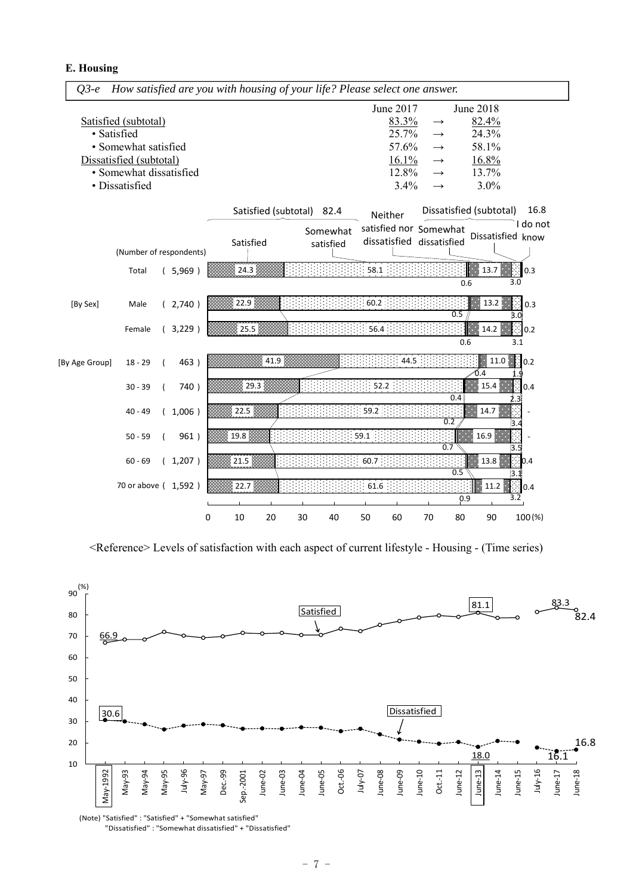### E. Housing

*Q3-e How satisfied are you with housing of your life? Please select one answer.*

| | June 2017 | | June 2018 |
|---|---|---|---|
| Satisfied (subtotal) | 83.3% | → | 82.4% |
| • Satisfied | 25.7% | → | 24.3% |
| • Somewhat satisfied | 57.6% | → | 58.1% |
| Dissatisfied (subtotal) | 16.1% | → | 16.8% |
| • Somewhat dissatisfied | 12.8% | → | 13.7% |
| • Dissatisfied | 3.4% | → | 3.0% |

Satisfied (subtotal) 82.4 — Dissatisfied (subtotal) 16.8

| | | (Number of respondents) | Satisfied | Somewhat satisfied | Neither satisfied nor dissatisfied | Somewhat dissatisfied | Dissatisfied | I do not know |
|---|---|---|---|---|---|---|---|---|
| | Total | (5,969) | 24.3 | 58.1 | 0.6 | 13.7 | 3.0 | 0.3 |
| [By Sex] | Male | (2,740) | 22.9 | 60.2 | 0.5 | 13.2 | 3.0 | 0.3 |
| | Female | (3,229) | 25.5 | 56.4 | 0.6 | 14.2 | 3.1 | 0.2 |
| [By Age Group] | 18 - 29 | (463) | 41.9 | 44.5 | 0.4 | 11.0 | 1.9 | 0.2 |
| | 30 - 39 | (740) | 29.3 | 52.2 | 0.4 | 15.4 | 2.3 | 0.4 |
| | 40 - 49 | (1,006) | 22.5 | 59.2 | 0.2 | 14.7 | 3.4 | - |
| | 50 - 59 | (961) | 19.8 | 59.1 | 0.7 | 16.9 | 3.5 | - |
| | 60 - 69 | (1,207) | 21.5 | 60.7 | 0.5 | 13.8 | 3.1 | 0.4 |
| | 70 or above | (1,592) | 22.7 | 61.6 | 0.9 | 11.2 | 3.2 | 0.4 |

<Reference> Levels of satisfaction with each aspect of current lifestyle - Housing - (Time series)

| Survey | Satisfied (%) | Dissatisfied (%) |
|---|---|---|
| May-1992 | 66.9 | 30.6 |
| June-13 | 81.1 | 18.0 |
| June-17 | 83.3 | 16.1 |
| June-18 | 82.4 | 16.8 |

(Note) "Satisfied" : "Satisfied" + "Somewhat satisfied"
"Dissatisfied" : "Somewhat dissatisfied" + "Dissatisfied"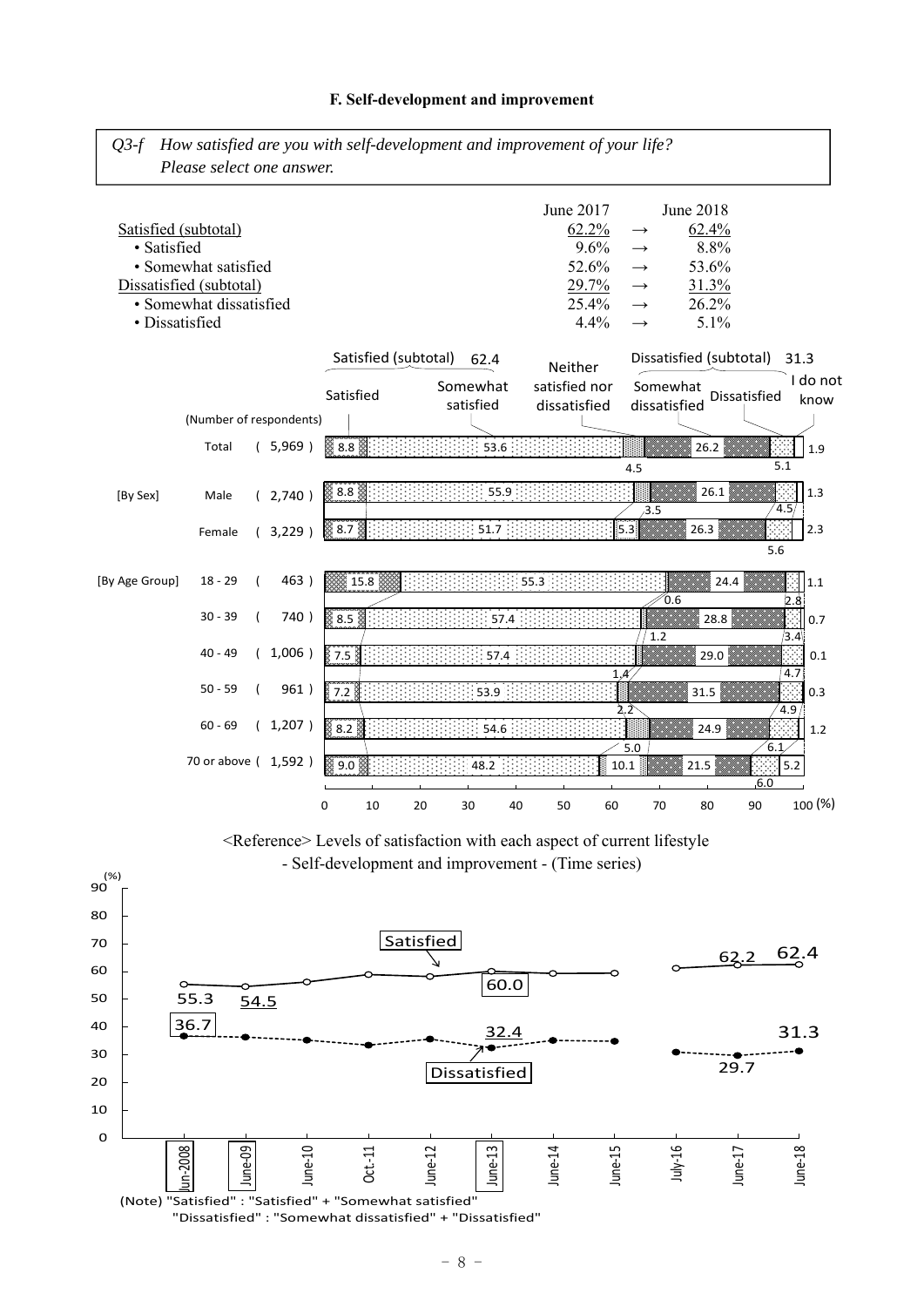### F. Self-development and improvement

*Q3-f How satisfied are you with self-development and improvement of your life?*
*Please select one answer.*

| | June 2017 | | June 2018 |
|---|---|---|---|
| Satisfied (subtotal) | 62.2% | → | 62.4% |
| • Satisfied | 9.6% | → | 8.8% |
| • Somewhat satisfied | 52.6% | → | 53.6% |
| Dissatisfied (subtotal) | 29.7% | → | 31.3% |
| • Somewhat dissatisfied | 25.4% | → | 26.2% |
| • Dissatisfied | 4.4% | → | 5.1% |

| | | (Number of respondents) | Satisfied | Somewhat satisfied | Neither satisfied nor dissatisfied | Somewhat dissatisfied | Dissatisfied | I do not know |
|---|---|---|---|---|---|---|---|---|
| | Total | (5,969) | 8.8 | 53.6 | 4.5 | 26.2 | 5.1 | 1.9 |
| [By Sex] | Male | (2,740) | 8.8 | 55.9 | 3.5 | 26.1 | 4.5 | 1.3 |
| | Female | (3,229) | 8.7 | 51.7 | 5.3 | 26.3 | 5.6 | 2.3 |
| [By Age Group] | 18 - 29 | (463) | 15.8 | 55.3 | 0.6 | 24.4 | 2.8 | 1.1 |
| | 30 - 39 | (740) | 8.5 | 57.4 | 1.2 | 28.8 | 3.4 | 0.7 |
| | 40 - 49 | (1,006) | 7.5 | 57.4 | 1.4 | 29.0 | 4.7 | 0.1 |
| | 50 - 59 | (961) | 7.2 | 53.9 | 2.2 | 31.5 | 4.9 | 0.3 |
| | 60 - 69 | (1,207) | 8.2 | 54.6 | 5.0 | 24.9 | 6.1 | 1.2 |
| | 70 or above | (1,592) | 9.0 | 48.2 | 10.1 | 21.5 | 6.0 | 5.2 |

Satisfied (subtotal) 62.4; Dissatisfied (subtotal) 31.3

<Reference> Levels of satisfaction with each aspect of current lifestyle
- Self-development and improvement - (Time series)

| (%) | Jun-2008 | June-09 | June-10 | Oct.-11 | June-12 | June-13 | June-14 | June-15 | July-16 | June-17 | June-18 |
|---|---|---|---|---|---|---|---|---|---|---|---|
| Satisfied | 55.3 | 54.5 | | | | 60.0 | | | | 62.2 | 62.4 |
| Dissatisfied | 36.7 | | | | | 32.4 | | | | 29.7 | 31.3 |

(Note) "Satisfied" : "Satisfied" + "Somewhat satisfied"
"Dissatisfied" : "Somewhat dissatisfied" + "Dissatisfied"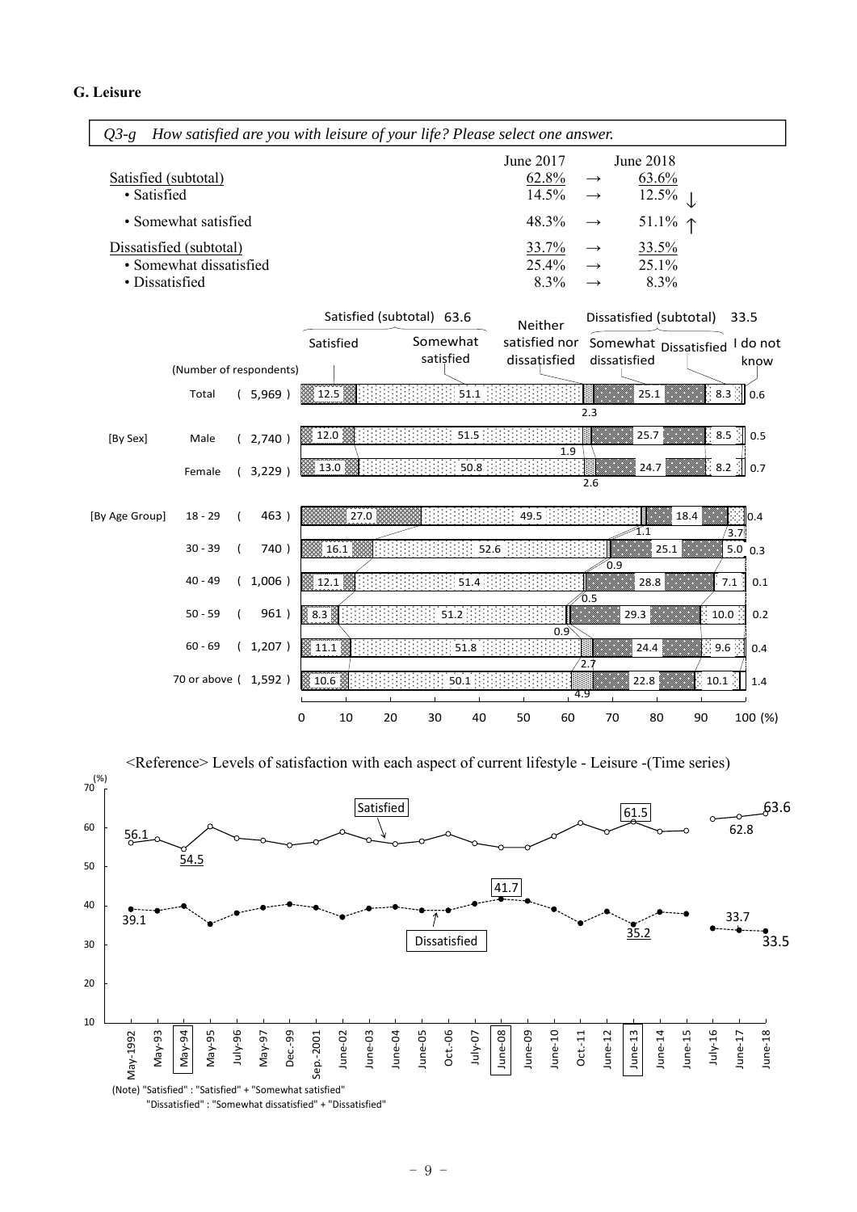## G. Leisure

*Q3-g How satisfied are you with leisure of your life? Please select one answer.*

| | June 2017 | | June 2018 | |
|---|---|---|---|---|
| Satisfied (subtotal) | 62.8% | → | 63.6% | |
| • Satisfied | 14.5% | → | 12.5% | ↓ |
| • Somewhat satisfied | 48.3% | → | 51.1% | ↑ |
| Dissatisfied (subtotal) | 33.7% | → | 33.5% | |
| • Somewhat dissatisfied | 25.4% | → | 25.1% | |
| • Dissatisfied | 8.3% | → | 8.3% | |

| | (Number of respondents) | Satisfied | Somewhat satisfied | Neither satisfied nor dissatisfied | Somewhat dissatisfied | Dissatisfied | I do not know |
|---|---|---|---|---|---|---|---|
| Total | (5,969) | 12.5 | 51.1 | 2.3 | 25.1 | 8.3 | 0.6 |
| [By Sex] Male | (2,740) | 12.0 | 51.5 | 1.9 | 25.7 | 8.5 | 0.5 |
| Female | (3,229) | 13.0 | 50.8 | 2.6 | 24.7 | 8.2 | 0.7 |
| [By Age Group] 18 - 29 | (463) | 27.0 | 49.5 | 1.1 | 18.4 | 3.7 | 0.4 |
| 30 - 39 | (740) | 16.1 | 52.6 | 0.9 | 25.1 | 5.0 | 0.3 |
| 40 - 49 | (1,006) | 12.1 | 51.4 | 0.5 | 28.8 | 7.1 | 0.1 |
| 50 - 59 | (961) | 8.3 | 51.2 | 0.9 | 29.3 | 10.0 | 0.2 |
| 60 - 69 | (1,207) | 11.1 | 51.8 | 2.7 | 24.4 | 9.6 | 0.4 |
| 70 or above | (1,592) | 10.6 | 50.1 | 4.9 | 22.8 | 10.1 | 1.4 |

Satisfied (subtotal) 63.6 / Dissatisfied (subtotal) 33.5

<Reference> Levels of satisfaction with each aspect of current lifestyle - Leisure -(Time series)

Satisfied: 56.1 (May-1992), 54.5 (May-94), 61.5 (June-13), 62.8 (June-17), 63.6 (June-18)

Dissatisfied: 39.1 (May-1992), 41.7 (June-08), 35.2 (June-13), 33.7 (June-17), 33.5 (June-18)

May-1992, May-93, May-94, May-95, July-96, May-97, Dec.-99, Sep.-2001, June-02, June-03, June-04, June-05, Oct.-06, July-07, June-08, June-09, June-10, Oct.-11, June-12, June-13, June-14, June-15, July-16, June-17, June-18

(Note) "Satisfied" : "Satisfied" + "Somewhat satisfied"
"Dissatisfied" : "Somewhat dissatisfied" + "Dissatisfied"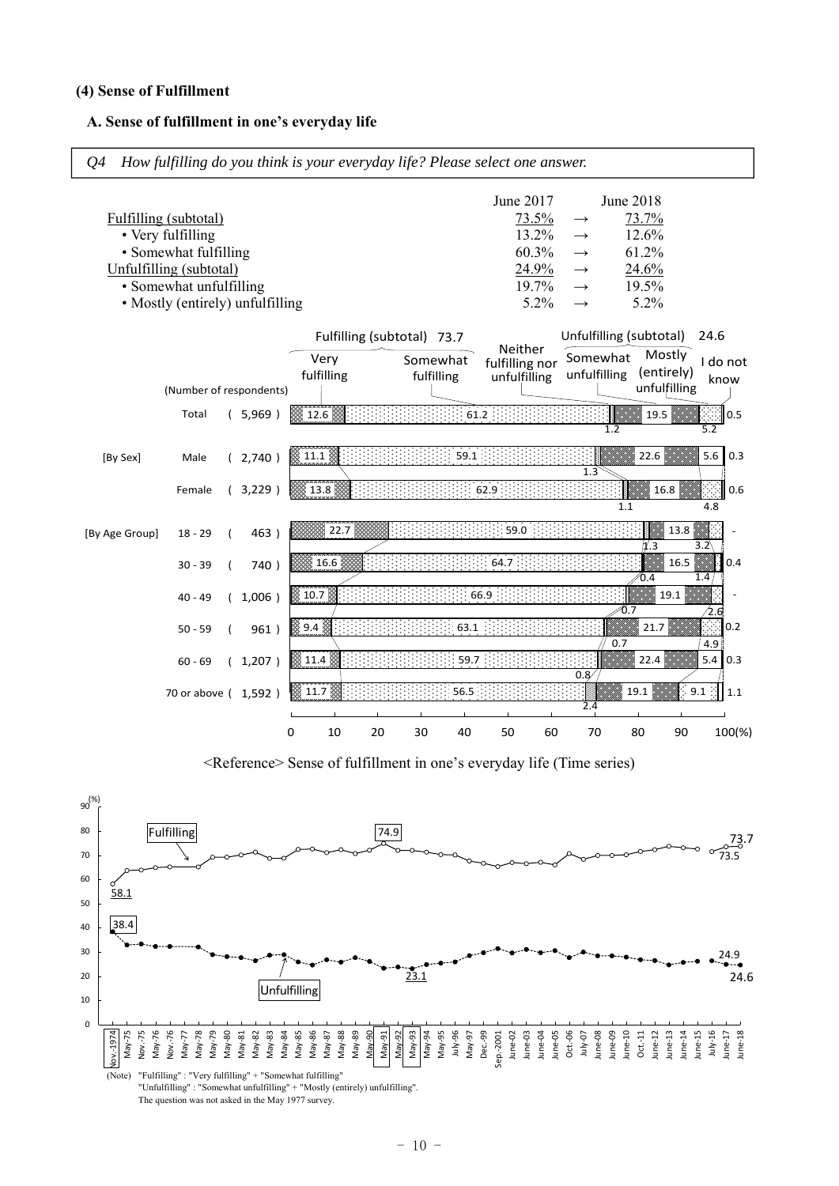**(4) Sense of Fulfillment**

**A. Sense of fulfillment in one's everyday life**

*Q4 How fulfilling do you think is your everyday life? Please select one answer.*

| | June 2017 | | June 2018 |
|---|---|---|---|
| Fulfilling (subtotal) | 73.5% | → | 73.7% |
| • Very fulfilling | 13.2% | → | 12.6% |
| • Somewhat fulfilling | 60.3% | → | 61.2% |
| Unfulfilling (subtotal) | 24.9% | → | 24.6% |
| • Somewhat unfulfilling | 19.7% | → | 19.5% |
| • Mostly (entirely) unfulfilling | 5.2% | → | 5.2% |

Fulfilling (subtotal) 73.7 / Unfulfilling (subtotal) 24.6

| | | (Number of respondents) | Very fulfilling | Somewhat fulfilling | Neither fulfilling nor unfulfilling | Somewhat unfulfilling | Mostly (entirely) unfulfilling | I do not know |
|---|---|---|---|---|---|---|---|---|
| | Total | (5,969) | 12.6 | 61.2 | 1.2 | 19.5 | 5.2 | 0.5 |
| [By Sex] | Male | (2,740) | 11.1 | 59.1 | 1.3 | 22.6 | 5.6 | 0.3 |
| | Female | (3,229) | 13.8 | 62.9 | 1.1 | 16.8 | 4.8 | 0.6 |
| [By Age Group] | 18 - 29 | (463) | 22.7 | 59.0 | 1.3 | 13.8 | 3.2 | - |
| | 30 - 39 | (740) | 16.6 | 64.7 | 0.4 | 16.5 | 1.4 | 0.4 |
| | 40 - 49 | (1,006) | 10.7 | 66.9 | 0.7 | 19.1 | 2.6 | - |
| | 50 - 59 | (961) | 9.4 | 63.1 | 0.7 | 21.7 | 4.9 | 0.2 |
| | 60 - 69 | (1,207) | 11.4 | 59.7 | 0.8 | 22.4 | 5.4 | 0.3 |
| | 70 or above | (1,592) | 11.7 | 56.5 | 2.4 | 19.1 | 9.1 | 1.1 |

<Reference> Sense of fulfillment in one's everyday life (Time series)

Fulfilling: 58.1 (Nov.-1974), 74.9 (May-91), 73.5 (June-17), 73.7 (June-18)

Unfulfilling: 38.4 (Nov.-1974), 23.1 (May-93), 24.9 (June-17), 24.6 (June-18)

Survey dates: Nov.-1974, May-75, Nov.-75, May-76, Nov.-76, May-77, May-78, May-79, May-80, May-81, May-82, May-83, May-84, May-85, May-86, May-87, May-88, May-89, May-90, May-91, May-92, May-93, May-94, May-95, July-96, May-97, Dec.-99, Sep.-2001, June-02, June-03, June-04, June-05, Oct.-06, July-07, June-08, June-09, June-10, Oct.-11, June-12, June-13, June-14, June-15, July-16, June-17, June-18

(Note) "Fulfilling" : "Very fulfilling" + "Somewhat fulfilling"
"Unfulfilling" : "Somewhat unfulfilling" + "Mostly (entirely) unfulfilling".
The question was not asked in the May 1977 survey.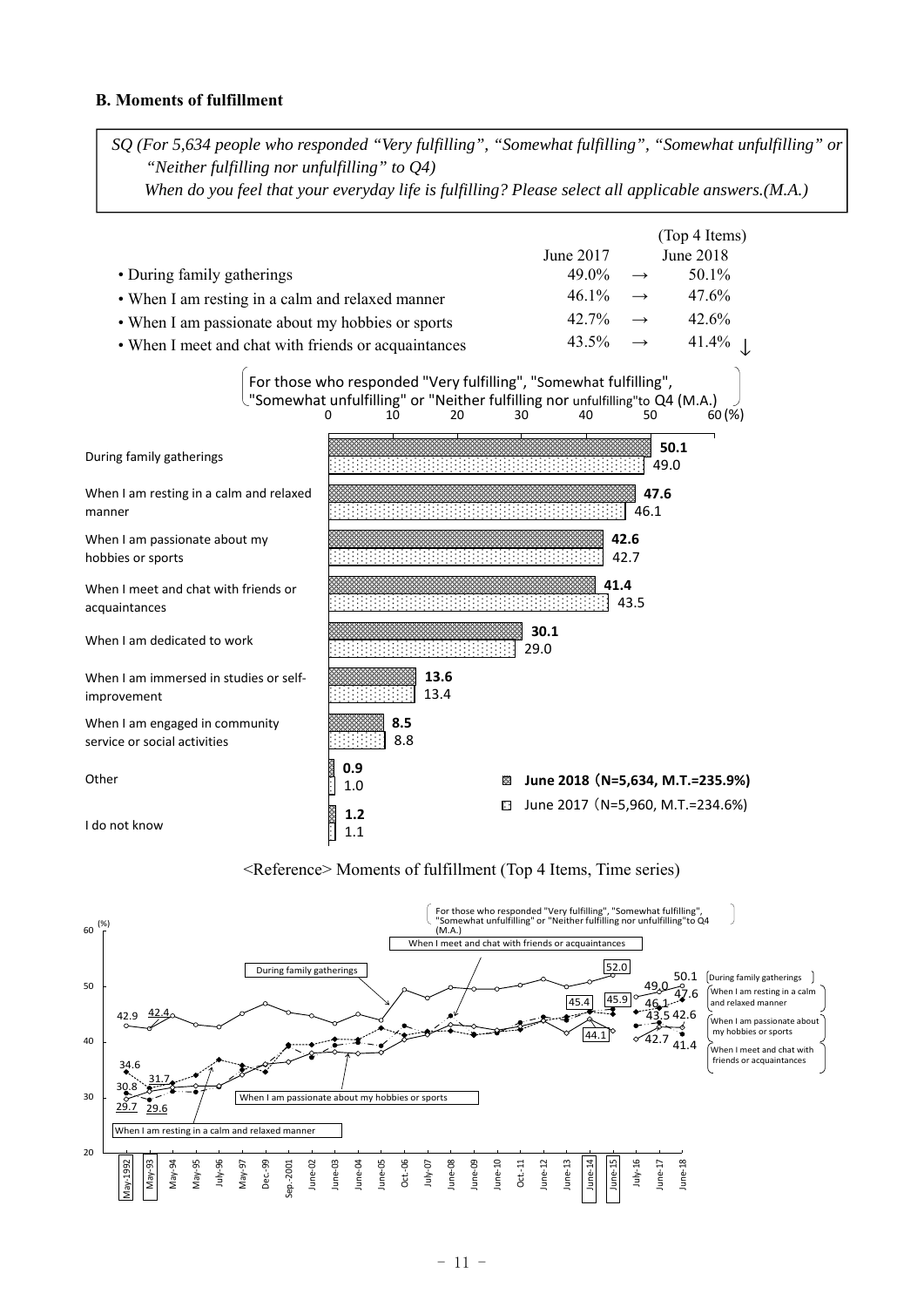### B. Moments of fulfillment

*SQ (For 5,634 people who responded "Very fulfilling", "Somewhat fulfilling", "Somewhat unfulfilling" or "Neither fulfilling nor unfulfilling" to Q4)*
*When do you feel that your everyday life is fulfilling? Please select all applicable answers.(M.A.)*

(Top 4 Items)

| | June 2017 | | June 2018 |
|---|---|---|---|
| • During family gatherings | 49.0% | → | 50.1% |
| • When I am resting in a calm and relaxed manner | 46.1% | → | 47.6% |
| • When I am passionate about my hobbies or sports | 42.7% | → | 42.6% |
| • When I meet and chat with friends or acquaintances | 43.5% | → | 41.4% ↓ |

For those who responded "Very fulfilling", "Somewhat fulfilling", "Somewhat unfulfilling" or "Neither fulfilling nor unfulfilling"to Q4 (M.A.)

| | June 2018 (N=5,634, M.T.=235.9%) | June 2017 (N=5,960, M.T.=234.6%) |
|---|---|---|
| During family gatherings | **50.1** | 49.0 |
| When I am resting in a calm and relaxed manner | **47.6** | 46.1 |
| When I am passionate about my hobbies or sports | **42.6** | 42.7 |
| When I meet and chat with friends or acquaintances | **41.4** | 43.5 |
| When I am dedicated to work | **30.1** | 29.0 |
| When I am immersed in studies or self-improvement | **13.6** | 13.4 |
| When I am engaged in community service or social activities | **8.5** | 8.8 |
| Other | **0.9** | 1.0 |
| I do not know | **1.2** | 1.1 |

<Reference> Moments of fulfillment (Top 4 Items, Time series)

For those who responded "Very fulfilling", "Somewhat fulfilling", "Somewhat unfulfilling" or "Neither fulfilling nor unfulfilling"to Q4 (M.A.)

| Item | May-1992 | May-93 | June-14 | June-15 | June-17 | June-18 |
|---|---|---|---|---|---|---|
| During family gatherings | 42.9 | 42.4 | 52.0 | | 49.0 | 50.1 |
| When I am resting in a calm and relaxed manner | 29.7 | 29.6 | | 45.9 | 46.1 | 47.6 |
| When I am passionate about my hobbies or sports | 30.8 | 31.7 | | | 42.7 | 42.6 |
| When I meet and chat with friends or acquaintances | 34.6 | | 44.1 | 45.4 | 43.5 | 41.4 |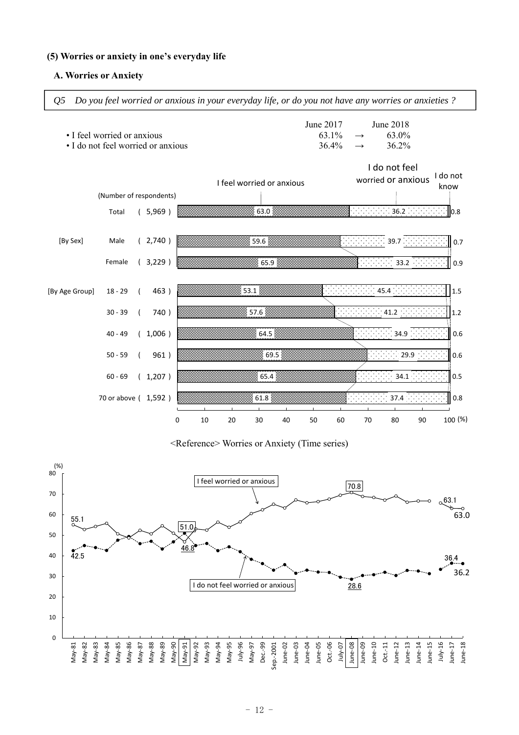### (5) Worries or anxiety in one's everyday life

#### A. Worries or Anxiety

*Q5 Do you feel worried or anxious in your everyday life, or do you not have any worries or anxieties ?*

| | June 2017 | | June 2018 |
|---|---|---|---|
| • I feel worried or anxious | 63.1% | → | 63.0% |
| • I do not feel worried or anxious | 36.4% | → | 36.2% |

| | | (Number of respondents) | I feel worried or anxious | I do not feel worried or anxious | I do not know |
|---|---|---|---|---|---|
| | Total | ( 5,969 ) | 63.0 | 36.2 | 0.8 |
| [By Sex] | Male | ( 2,740 ) | 59.6 | 39.7 | 0.7 |
| | Female | ( 3,229 ) | 65.9 | 33.2 | 0.9 |
| [By Age Group] | 18 - 29 | ( 463 ) | 53.1 | 45.4 | 1.5 |
| | 30 - 39 | ( 740 ) | 57.6 | 41.2 | 1.2 |
| | 40 - 49 | ( 1,006 ) | 64.5 | 34.9 | 0.6 |
| | 50 - 59 | ( 961 ) | 69.5 | 29.9 | 0.6 |
| | 60 - 69 | ( 1,207 ) | 65.4 | 34.1 | 0.5 |
| | 70 or above | ( 1,592 ) | 61.8 | 37.4 | 0.8 |

<Reference> Worries or Anxiety (Time series)

| | May-81 | May-91 | June-08 | June-17 | June-18 |
|---|---|---|---|---|---|
| I feel worried or anxious (%) | 55.1 | 46.8 | 70.8 | 63.1 | 63.0 |
| I do not feel worried or anxious (%) | 42.5 | 51.0 | 28.6 | 36.4 | 36.2 |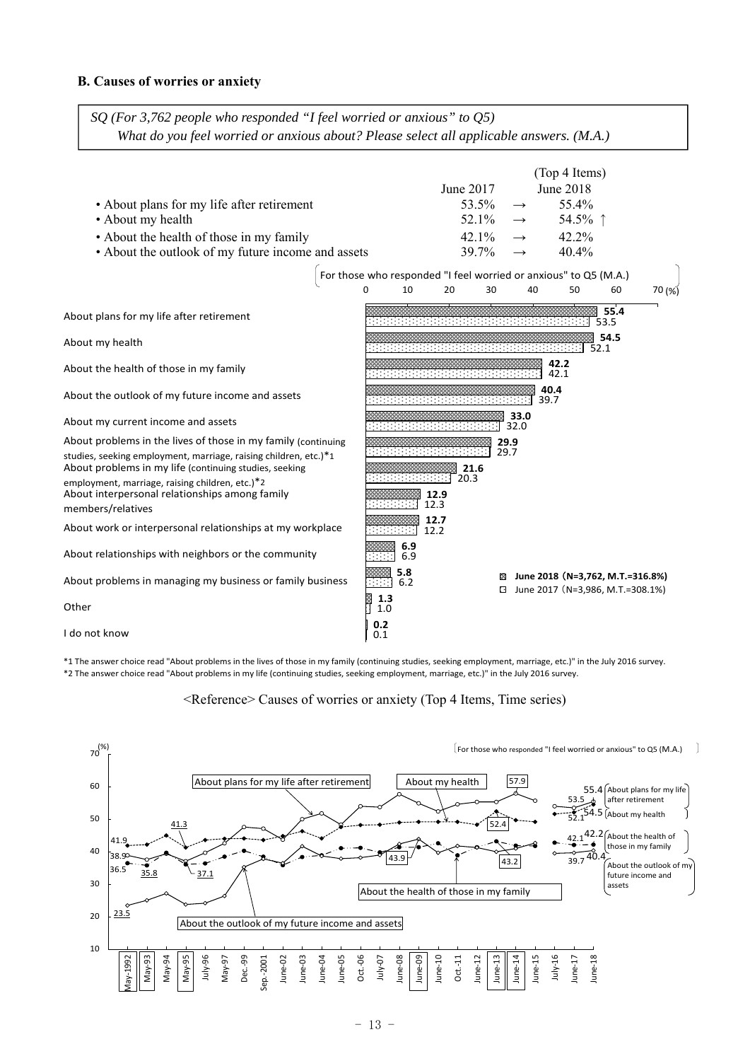### B. Causes of worries or anxiety

*SQ (For 3,762 people who responded "I feel worried or anxious" to Q5)*
*What do you feel worried or anxious about? Please select all applicable answers. (M.A.)*

(Top 4 Items)

| | June 2017 | | June 2018 |
|---|---|---|---|
| • About plans for my life after retirement | 53.5% | → | 55.4% |
| • About my health | 52.1% | → | 54.5% ↑ |
| • About the health of those in my family | 42.1% | → | 42.2% |
| • About the outlook of my future income and assets | 39.7% | → | 40.4% |

For those who responded "I feel worried or anxious" to Q5 (M.A.)

| (%) | June 2018 (N=3,762, M.T.=316.8%) | June 2017 (N=3,986, M.T.=308.1%) |
|---|---|---|
| About plans for my life after retirement | 55.4 | 53.5 |
| About my health | 54.5 | 52.1 |
| About the health of those in my family | 42.2 | 42.1 |
| About the outlook of my future income and assets | 40.4 | 39.7 |
| About my current income and assets | 33.0 | 32.0 |
| About problems in the lives of those in my family (continuing studies, seeking employment, marriage, raising children, etc.)*1 | 29.9 | 29.7 |
| About problems in my life (continuing studies, seeking employment, marriage, raising children, etc.)*2 | 21.6 | 20.3 |
| About interpersonal relationships among family members/relatives | 12.9 | 12.3 |
| About work or interpersonal relationships at my workplace | 12.7 | 12.2 |
| About relationships with neighbors or the community | 6.9 | 6.9 |
| About problems in managing my business or family business | 5.8 | 6.2 |
| Other | 1.3 | 1.0 |
| I do not know | 0.2 | 0.1 |

*1 The answer choice read "About problems in the lives of those in my family (continuing studies, seeking employment, marriage, etc.)" in the July 2016 survey.
*2 The answer choice read "About problems in my life (continuing studies, seeking employment, marriage, etc.)" in the July 2016 survey.

<Reference> Causes of worries or anxiety (Top 4 Items, Time series)

For those who responded "I feel worried or anxious" to Q5 (M.A.)

Labelled values (%):

| Item | Labelled values |
|---|---|
| About plans for my life after retirement | 41.3 (May-95), 53.5 (June-17), 55.4 (June-18) |
| About my health | 41.9 (May-1992), 52.4 (June-13), 57.9 (June-14), 52.1 (June-17), 54.5 (June-18) |
| About the health of those in my family | 38.9 (May-1992), 36.5, 35.8, 37.1, 43.9, 43.2, 42.1 (June-17), 42.2 (June-18) |
| About the outlook of my future income and assets | 23.5 (May-1992), 39.7 (June-17), 40.4 (June-18) |

Survey periods: May-1992, May-93, May-94, May-95, July-96, May-97, Dec.-99, Sep.-2001, June-02, June-03, June-04, June-05, Oct.-06, July-07, June-08, June-09, June-10, Oct.-11, June-12, June-13, June-14, June-15, July-16, June-17, June-18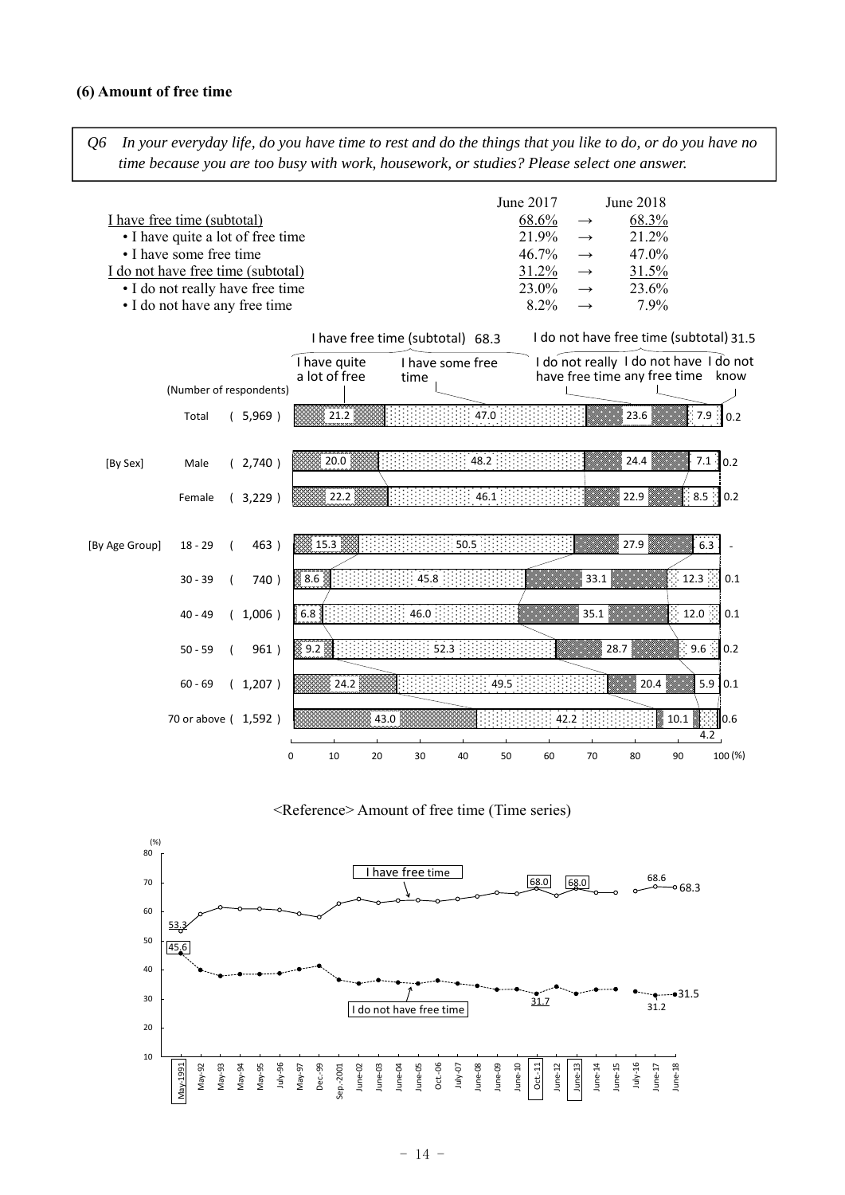### (6) Amount of free time

*Q6 In your everyday life, do you have time to rest and do the things that you like to do, or do you have no time because you are too busy with work, housework, or studies? Please select one answer.*

| | June 2017 | | June 2018 |
|---|---|---|---|
| I have free time (subtotal) | 68.6% | → | 68.3% |
| • I have quite a lot of free time | 21.9% | → | 21.2% |
| • I have some free time | 46.7% | → | 47.0% |
| I do not have free time (subtotal) | 31.2% | → | 31.5% |
| • I do not really have free time | 23.0% | → | 23.6% |
| • I do not have any free time | 8.2% | → | 7.9% |

| | (Number of respondents) | I have quite a lot of free time | I have some free time | I do not really have free time | I do not have any free time | I do not know |
|---|---|---|---|---|---|---|
| Total | (5,969) | 21.2 | 47.0 | 23.6 | 7.9 | 0.2 |
| [By Sex] Male | (2,740) | 20.0 | 48.2 | 24.4 | 7.1 | 0.2 |
| Female | (3,229) | 22.2 | 46.1 | 22.9 | 8.5 | 0.2 |
| [By Age Group] 18 - 29 | (463) | 15.3 | 50.5 | 27.9 | 6.3 | - |
| 30 - 39 | (740) | 8.6 | 45.8 | 33.1 | 12.3 | 0.1 |
| 40 - 49 | (1,006) | 6.8 | 46.0 | 35.1 | 12.0 | 0.1 |
| 50 - 59 | (961) | 9.2 | 52.3 | 28.7 | 9.6 | 0.2 |
| 60 - 69 | (1,207) | 24.2 | 49.5 | 20.4 | 5.9 | 0.1 |
| 70 or above | (1,592) | 43.0 | 42.2 | 10.1 | 4.2 | 0.6 |

I have free time (subtotal) 68.3 / I do not have free time (subtotal) 31.5

<Reference> Amount of free time (Time series)

| | May-1991 | May-92 | May-93 | May-94 | May-95 | July-96 | May-97 | Dec.-99 | Sep.-2001 | June-02 | June-03 | June-04 | June-05 | Oct.-06 | July-07 | June-08 | June-09 | June-10 | Oct.-11 | June-12 | June-13 | June-14 | June-15 | July-16 | June-17 | June-18 |
|---|---|---|---|---|---|---|---|---|---|---|---|---|---|---|---|---|---|---|---|---|---|---|---|---|---|---|
| I have free time | 53.3 | | | | | | | | | | | | | | | | | | 68.0 | | 68.0 | | | | 68.6 | 68.3 |
| I do not have free time | 45.6 | | | | | | | | | | | | | | | | | | 31.7 | | | | | | 31.2 | 31.5 |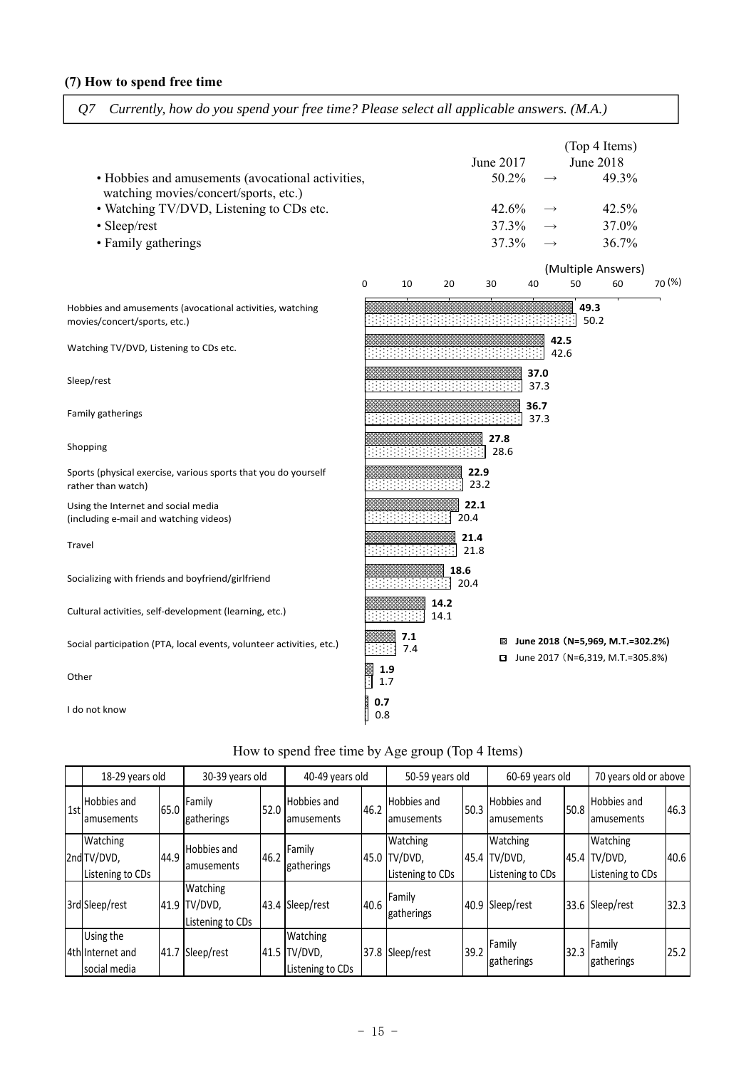### (7) How to spend free time

*Q7 Currently, how do you spend your free time? Please select all applicable answers. (M.A.)*

(Top 4 Items)

| | June 2017 | | June 2018 |
|---|---|---|---|
| • Hobbies and amusements (avocational activities, watching movies/concert/sports, etc.) | 50.2% | → | 49.3% |
| • Watching TV/DVD, Listening to CDs etc. | 42.6% | → | 42.5% |
| • Sleep/rest | 37.3% | → | 37.0% |
| • Family gatherings | 37.3% | → | 36.7% |

(Multiple Answers) (%)

| Item | June 2018 (N=5,969, M.T.=302.2%) | June 2017 (N=6,319, M.T.=305.8%) |
|---|---|---|
| Hobbies and amusements (avocational activities, watching movies/concert/sports, etc.) | 49.3 | 50.2 |
| Watching TV/DVD, Listening to CDs etc. | 42.5 | 42.6 |
| Sleep/rest | 37.0 | 37.3 |
| Family gatherings | 36.7 | 37.3 |
| Shopping | 27.8 | 28.6 |
| Sports (physical exercise, various sports that you do yourself rather than watch) | 22.9 | 23.2 |
| Using the Internet and social media (including e-mail and watching videos) | 22.1 | 20.4 |
| Travel | 21.4 | 21.8 |
| Socializing with friends and boyfriend/girlfriend | 18.6 | 20.4 |
| Cultural activities, self-development (learning, etc.) | 14.2 | 14.1 |
| Social participation (PTA, local events, volunteer activities, etc.) | 7.1 | 7.4 |
| Other | 1.9 | 1.7 |
| I do not know | 0.7 | 0.8 |

How to spend free time by Age group (Top 4 Items)

| | 18-29 years old | | 30-39 years old | | 40-49 years old | | 50-59 years old | | 60-69 years old | | 70 years old or above | |
|---|---|---|---|---|---|---|---|---|---|---|---|---|
| 1st | Hobbies and amusements | 65.0 | Family gatherings | 52.0 | Hobbies and amusements | 46.2 | Hobbies and amusements | 50.3 | Hobbies and amusements | 50.8 | Hobbies and amusements | 46.3 |
| 2nd | Watching TV/DVD, Listening to CDs | 44.9 | Hobbies and amusements | 46.2 | Family gatherings | 45.0 | Watching TV/DVD, Listening to CDs | 45.4 | Watching TV/DVD, Listening to CDs | 45.4 | Watching TV/DVD, Listening to CDs | 40.6 |
| 3rd | Sleep/rest | 41.9 | Watching TV/DVD, Listening to CDs | 43.4 | Sleep/rest | 40.6 | Family gatherings | 40.9 | Sleep/rest | 33.6 | Sleep/rest | 32.3 |
| 4th | Using the Internet and social media | 41.7 | Sleep/rest | 41.5 | Watching TV/DVD, Listening to CDs | 37.8 | Sleep/rest | 39.2 | Family gatherings | 32.3 | Family gatherings | 25.2 |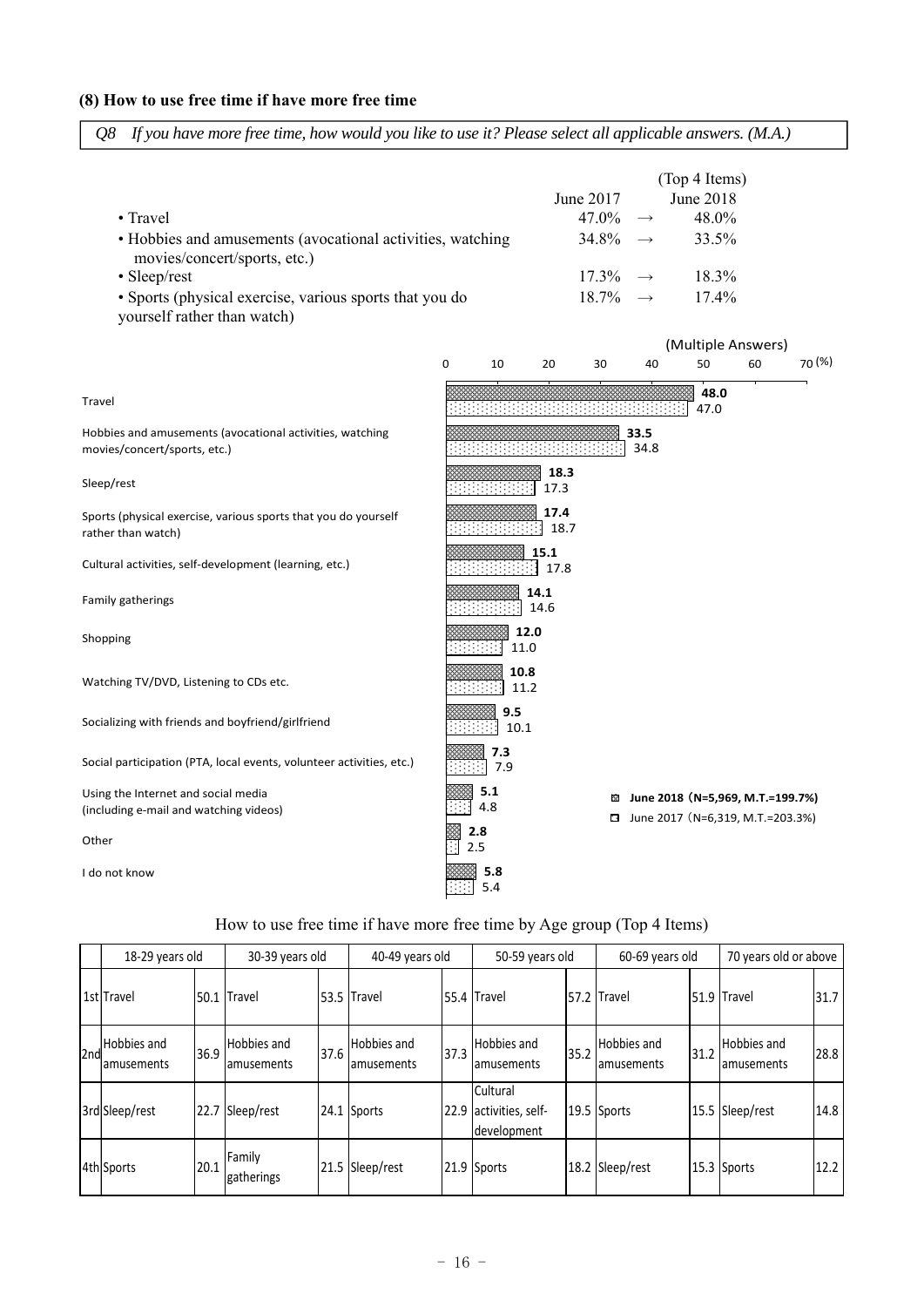### (8) How to use free time if have more free time

*Q8 If you have more free time, how would you like to use it? Please select all applicable answers. (M.A.)*

(Top 4 Items)

| | June 2017 | | June 2018 |
|---|---|---|---|
| • Travel | 47.0% | → | 48.0% |
| • Hobbies and amusements (avocational activities, watching movies/concert/sports, etc.) | 34.8% | → | 33.5% |
| • Sleep/rest | 17.3% | → | 18.3% |
| • Sports (physical exercise, various sports that you do yourself rather than watch) | 18.7% | → | 17.4% |

(Multiple Answers)

| | June 2018 (N=5,969, M.T.=199.7%) (%) | June 2017 (N=6,319, M.T.=203.3%) (%) |
|---|---|---|
| Travel | 48.0 | 47.0 |
| Hobbies and amusements (avocational activities, watching movies/concert/sports, etc.) | 33.5 | 34.8 |
| Sleep/rest | 18.3 | 17.3 |
| Sports (physical exercise, various sports that you do yourself rather than watch) | 17.4 | 18.7 |
| Cultural activities, self-development (learning, etc.) | 15.1 | 17.8 |
| Family gatherings | 14.1 | 14.6 |
| Shopping | 12.0 | 11.0 |
| Watching TV/DVD, Listening to CDs etc. | 10.8 | 11.2 |
| Socializing with friends and boyfriend/girlfriend | 9.5 | 10.1 |
| Social participation (PTA, local events, volunteer activities, etc.) | 7.3 | 7.9 |
| Using the Internet and social media (including e-mail and watching videos) | 5.1 | 4.8 |
| Other | 2.8 | 2.5 |
| I do not know | 5.8 | 5.4 |

How to use free time if have more free time by Age group (Top 4 Items)

| | 18-29 years old | | 30-39 years old | | 40-49 years old | | 50-59 years old | | 60-69 years old | | 70 years old or above | |
|---|---|---|---|---|---|---|---|---|---|---|---|---|
| 1st | Travel | 50.1 | Travel | 53.5 | Travel | 55.4 | Travel | 57.2 | Travel | 51.9 | Travel | 31.7 |
| 2nd | Hobbies and amusements | 36.9 | Hobbies and amusements | 37.6 | Hobbies and amusements | 37.3 | Hobbies and amusements | 35.2 | Hobbies and amusements | 31.2 | Hobbies and amusements | 28.8 |
| 3rd | Sleep/rest | 22.7 | Sleep/rest | 24.1 | Sports | 22.9 | Cultural activities, self-development | 19.5 | Sports | 15.5 | Sleep/rest | 14.8 |
| 4th | Sports | 20.1 | Family gatherings | 21.5 | Sleep/rest | 21.9 | Sports | 18.2 | Sleep/rest | 15.3 | Sports | 12.2 |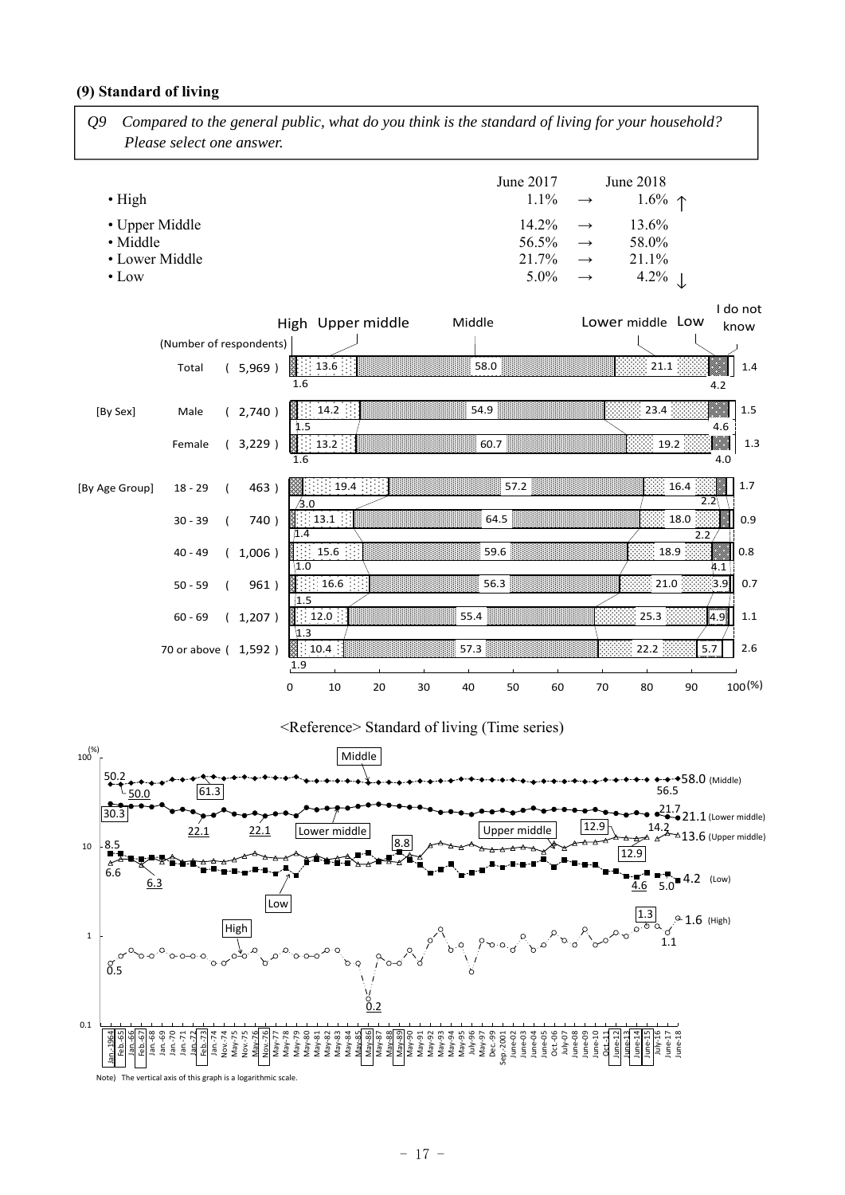### (9) Standard of living

*Q9 Compared to the general public, what do you think is the standard of living for your household? Please select one answer.*

| | June 2017 | | June 2018 | |
|---|---|---|---|---|
| • High | 1.1% | → | 1.6% | ↑ |
| • Upper Middle | 14.2% | → | 13.6% | |
| • Middle | 56.5% | → | 58.0% | |
| • Lower Middle | 21.7% | → | 21.1% | |
| • Low | 5.0% | → | 4.2% | ↓ |

| | (Number of respondents) | High | Upper middle | Middle | Lower middle | Low | I do not know |
|---|---|---|---|---|---|---|---|
| Total | (5,969) | 1.6 | 13.6 | 58.0 | 21.1 | 4.2 | 1.4 |
| [By Sex] Male | (2,740) | 1.5 | 14.2 | 54.9 | 23.4 | 4.6 | 1.5 |
| Female | (3,229) | 1.6 | 13.2 | 60.7 | 19.2 | 4.0 | 1.3 |
| [By Age Group] 18 - 29 | (463) | 3.0 | 19.4 | 57.2 | 16.4 | 2.2 | 1.7 |
| 30 - 39 | (740) | 1.4 | 13.1 | 64.5 | 18.0 | 2.2 | 0.9 |
| 40 - 49 | (1,006) | 1.0 | 15.6 | 59.6 | 18.9 | 4.1 | 0.8 |
| 50 - 59 | (961) | 1.5 | 16.6 | 56.3 | 21.0 | 3.9 | 0.7 |
| 60 - 69 | (1,207) | 1.3 | 12.0 | 55.4 | 25.3 | 4.9 | 1.1 |
| 70 or above | (1,592) | 1.9 | 10.4 | 57.3 | 22.2 | 5.7 | 2.6 |

<Reference> Standard of living (Time series)

Note) The vertical axis of this graph is a logarithmic scale.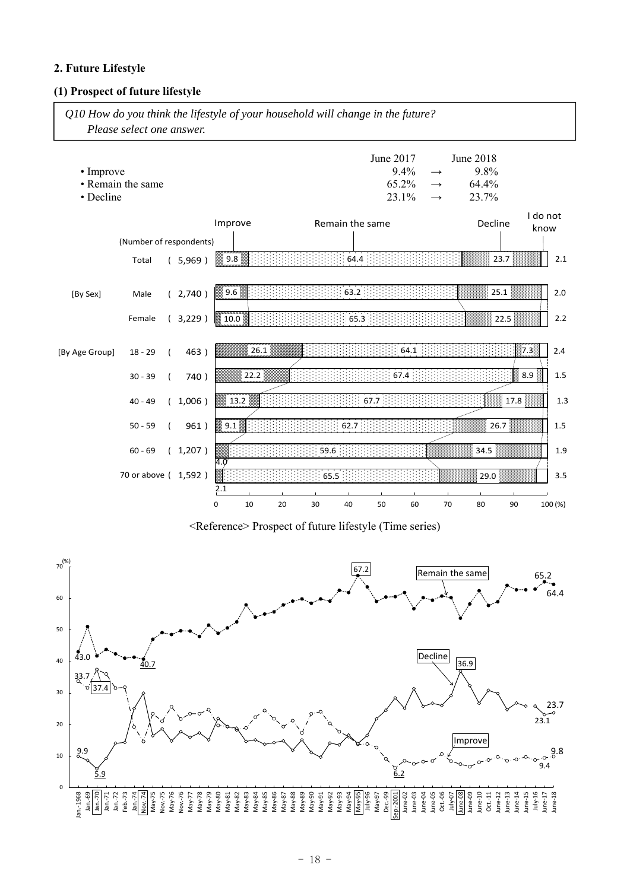**2. Future Lifestyle**

**(1) Prospect of future lifestyle**

*Q10 How do you think the lifestyle of your household will change in the future? Please select one answer.*

| | June 2017 | | June 2018 |
|---|---|---|---|
| • Improve | 9.4% | → | 9.8% |
| • Remain the same | 65.2% | → | 64.4% |
| • Decline | 23.1% | → | 23.7% |

| | | (Number of respondents) | Improve | Remain the same | Decline | I do not know |
|---|---|---|---|---|---|---|
| | Total | (5,969) | 9.8 | 64.4 | 23.7 | 2.1 |
| [By Sex] | Male | (2,740) | 9.6 | 63.2 | 25.1 | 2.0 |
| | Female | (3,229) | 10.0 | 65.3 | 22.5 | 2.2 |
| [By Age Group] | 18 - 29 | (463) | 26.1 | 64.1 | 7.3 | 2.4 |
| | 30 - 39 | (740) | 22.2 | 67.4 | 8.9 | 1.5 |
| | 40 - 49 | (1,006) | 13.2 | 67.7 | 17.8 | 1.3 |
| | 50 - 59 | (961) | 9.1 | 62.7 | 26.7 | 1.5 |
| | 60 - 69 | (1,207) | 4.0 | 59.6 | 34.5 | 1.9 |
| | 70 or above | (1,592) | 2.1 | 65.5 | 29.0 | 3.5 |

<Reference> Prospect of future lifestyle (Time series)

Remain the same: 43.0 (Jan.-1968), 40.7 (Nov.-74), 67.2 (May-95), 65.2 (June-17), 64.4 (June-18)

Decline: 33.7 (Jan.-1968), 37.4 (Jan.-70), 36.9 (June-08), 23.1 (June-17), 23.7 (June-18)

Improve: 9.9 (Jan.-1968), 5.9 (Jan.-70), 6.2 (Sep.-2001), 9.4 (June-17), 9.8 (June-18)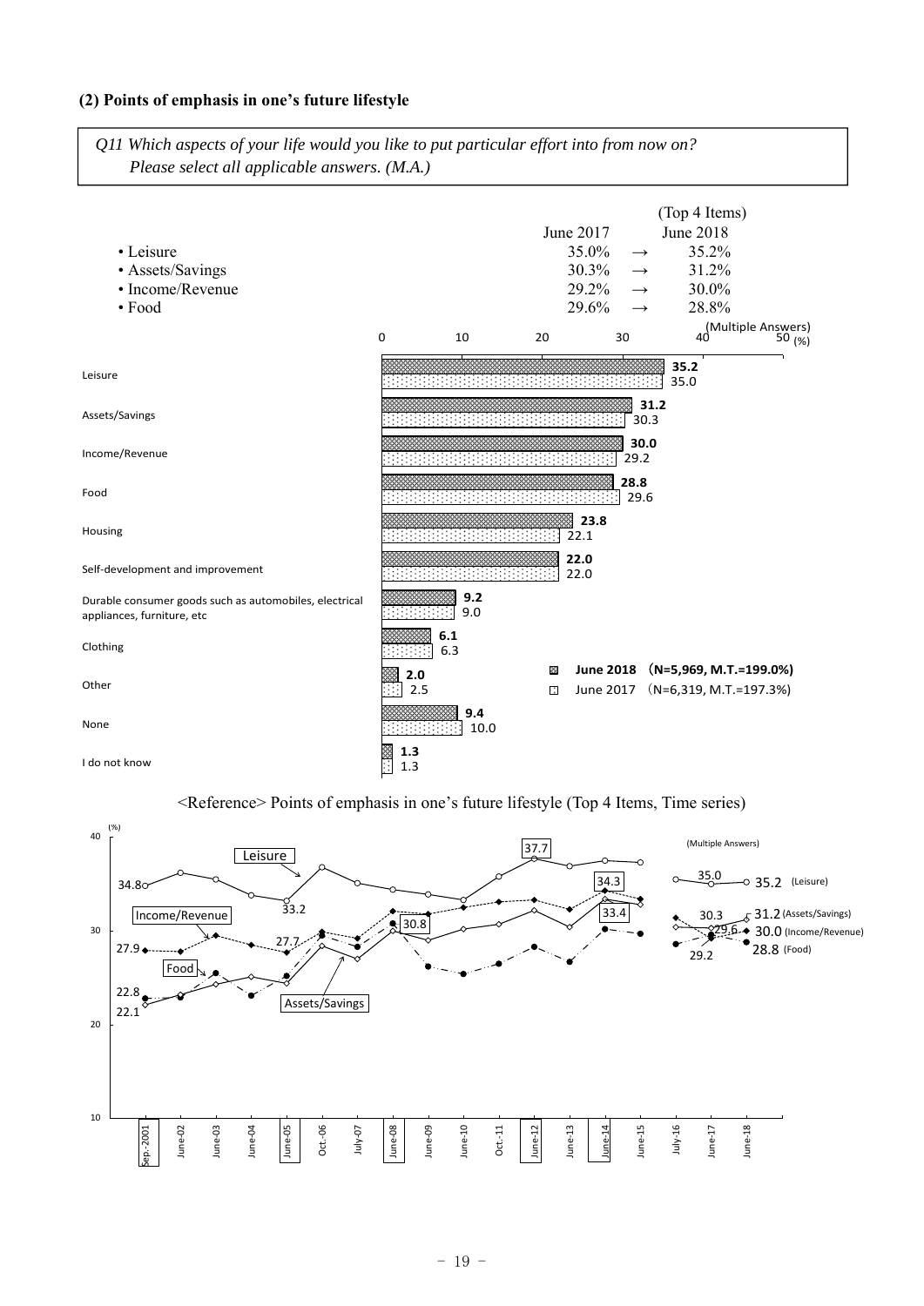### (2) Points of emphasis in one's future lifestyle

*Q11 Which aspects of your life would you like to put particular effort into from now on?*
*Please select all applicable answers. (M.A.)*

(Top 4 Items)

| | June 2017 | | June 2018 |
|---|---|---|---|
| • Leisure | 35.0% | → | 35.2% |
| • Assets/Savings | 30.3% | → | 31.2% |
| • Income/Revenue | 29.2% | → | 30.0% |
| • Food | 29.6% | → | 28.8% |

(Multiple Answers) (%)

| | June 2018 (N=5,969, M.T.=199.0%) | June 2017 (N=6,319, M.T.=197.3%) |
|---|---|---|
| Leisure | 35.2 | 35.0 |
| Assets/Savings | 31.2 | 30.3 |
| Income/Revenue | 30.0 | 29.2 |
| Food | 28.8 | 29.6 |
| Housing | 23.8 | 22.1 |
| Self-development and improvement | 22.0 | 22.0 |
| Durable consumer goods such as automobiles, electrical appliances, furniture, etc | 9.2 | 9.0 |
| Clothing | 6.1 | 6.3 |
| Other | 2.0 | 2.5 |
| None | 9.4 | 10.0 |
| I do not know | 1.3 | 1.3 |

<Reference> Points of emphasis in one's future lifestyle (Top 4 Items, Time series)

(%) (Multiple Answers)

Labeled values: Leisure: 34.8 (Sep.-2001), 33.2 (June-05), 37.7 (June-12), 35.0 (June-17), 35.2 (June-18); Income/Revenue: 27.9 (Sep.-2001), 27.7 (June-05), 30.8 (June-08), 34.3 (June-14), 29.2 (June-17), 30.0 (June-18); Food: 22.8 (Sep.-2001), 29.6 (June-17), 28.8 (June-18); Assets/Savings: 22.1 (Sep.-2001), 33.4 (June-14), 30.3 (June-17), 31.2 (June-18)

Horizontal axis: Sep.-2001, June-02, June-03, June-04, June-05, Oct.-06, July-07, June-08, June-09, June-10, Oct.-11, June-12, June-13, June-14, June-15, July-16, June-17, June-18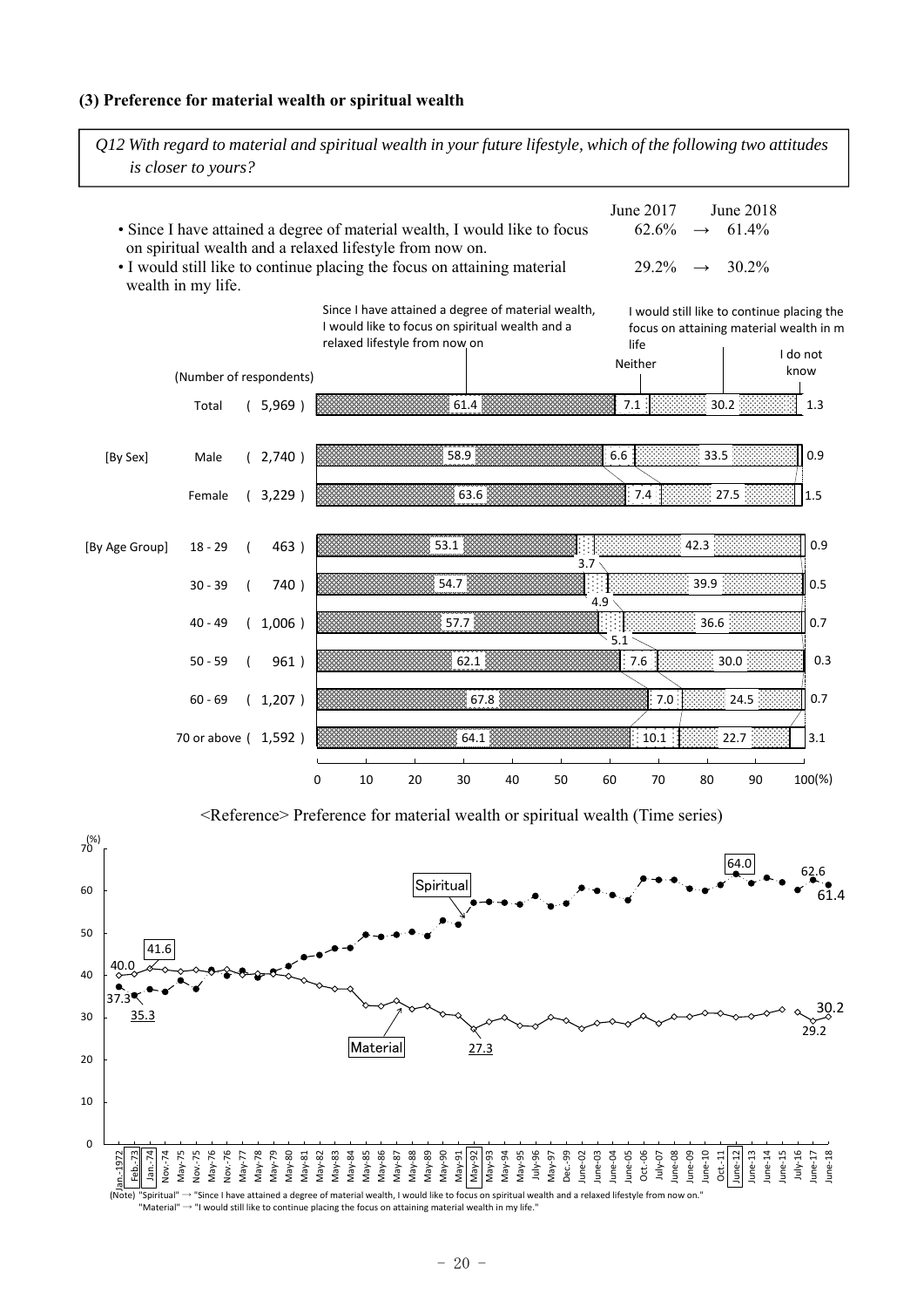### (3) Preference for material wealth or spiritual wealth

*Q12 With regard to material and spiritual wealth in your future lifestyle, which of the following two attitudes is closer to yours?*

| | June 2017 | | June 2018 |
|---|---|---|---|
| • Since I have attained a degree of material wealth, I would like to focus on spiritual wealth and a relaxed lifestyle from now on. | 62.6% | → | 61.4% |
| • I would still like to continue placing the focus on attaining material wealth in my life. | 29.2% | → | 30.2% |

| | | (Number of respondents) | Since I have attained a degree of material wealth, I would like to focus on spiritual wealth and a relaxed lifestyle from now on | Neither | I would still like to continue placing the focus on attaining material wealth in my life | I do not know |
|---|---|---|---|---|---|---|
| | Total | (5,969) | 61.4 | 7.1 | 30.2 | 1.3 |
| [By Sex] | Male | (2,740) | 58.9 | 6.6 | 33.5 | 0.9 |
| | Female | (3,229) | 63.6 | 7.4 | 27.5 | 1.5 |
| [By Age Group] | 18 - 29 | (463) | 53.1 | 3.7 | 42.3 | 0.9 |
| | 30 - 39 | (740) | 54.7 | 4.9 | 39.9 | 0.5 |
| | 40 - 49 | (1,006) | 57.7 | 5.1 | 36.6 | 0.7 |
| | 50 - 59 | (961) | 62.1 | 7.6 | 30.0 | 0.3 |
| | 60 - 69 | (1,207) | 67.8 | 7.0 | 24.5 | 0.7 |
| | 70 or above | (1,592) | 64.1 | 10.1 | 22.7 | 3.1 |

<Reference> Preference for material wealth or spiritual wealth (Time series)

(%) Spiritual: 37.3 (Jan.-1972), 35.3 (Feb.-73), 27.3 … 64.0 (June-12), 62.6 (June-17), 61.4 (June-18)

Material: 40.0 (Jan.-1972), 41.6 (Jan.-74), 27.3 (May-92), 29.2 (June-17), 30.2 (June-18)

Survey dates: Jan.-1972, Feb.-73, Jan.-74, Nov.-74, May-75, Nov.-75, May-76, Nov.-76, May-77, May-78, May-79, May-80, May-81, May-82, May-83, May-84, May-85, May-86, May-87, May-88, May-89, May-90, May-91, May-92, May-93, May-94, May-95, July-96, May-97, Dec.-99, June-02, June-03, June-04, June-05, Oct.-06, July-07, June-08, June-09, June-10, Oct.-11, June-12, June-13, June-14, June-15, July-16, June-17, June-18

(Note) "Spiritual" → "Since I have attained a degree of material wealth, I would like to focus on spiritual wealth and a relaxed lifestyle from now on."
"Material" → "I would still like to continue placing the focus on attaining material wealth in my life."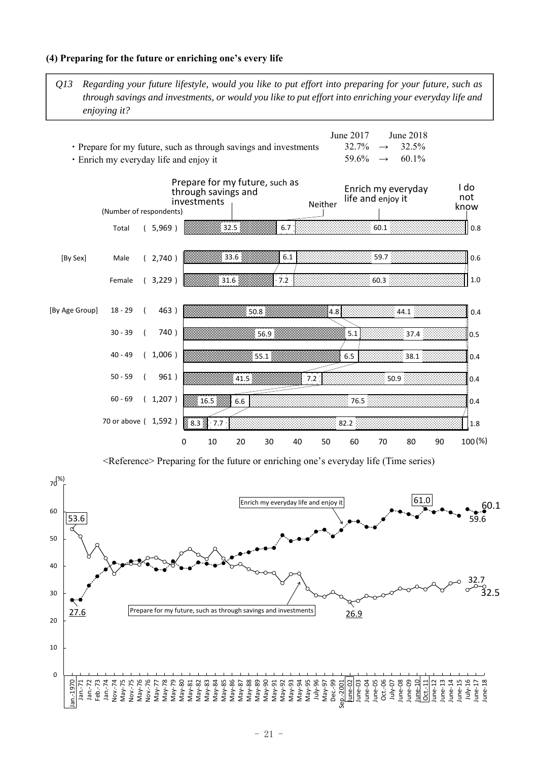**(4) Preparing for the future or enriching one's every life**

*Q13 Regarding your future lifestyle, would you like to put effort into preparing for your future, such as through savings and investments, or would you like to put effort into enriching your everyday life and enjoying it?*

| | June 2017 | | June 2018 |
|---|---|---|---|
| ・Prepare for my future, such as through savings and investments | 32.7% | → | 32.5% |
| ・Enrich my everyday life and enjoy it | 59.6% | → | 60.1% |

| | | (Number of respondents) | Prepare for my future, such as through savings and investments | Neither | Enrich my everyday life and enjoy it | I do not know |
|---|---|---|---|---|---|---|
| | Total | ( 5,969 ) | 32.5 | 6.7 | 60.1 | 0.8 |
| [By Sex] | Male | ( 2,740 ) | 33.6 | 6.1 | 59.7 | 0.6 |
| | Female | ( 3,229 ) | 31.6 | 7.2 | 60.3 | 1.0 |
| [By Age Group] | 18 - 29 | ( 463 ) | 50.8 | 4.8 | 44.1 | 0.4 |
| | 30 - 39 | ( 740 ) | 56.9 | 5.1 | 37.4 | 0.5 |
| | 40 - 49 | ( 1,006 ) | 55.1 | 6.5 | 38.1 | 0.4 |
| | 50 - 59 | ( 961 ) | 41.5 | 7.2 | 50.9 | 0.4 |
| | 60 - 69 | ( 1,207 ) | 16.5 | 6.6 | 76.5 | 0.4 |
| | 70 or above | ( 1,592 ) | 8.3 | 7.7 | 82.2 | 1.8 |

<Reference> Preparing for the future or enriching one's everyday life (Time series)

| Survey | Enrich my everyday life and enjoy it (%) | Prepare for my future, such as through savings and investments (%) |
|---|---|---|
| Jan.-1970 | 27.6 | 53.6 |
| Sep.-2001 / June-02 | | 26.9 |
| Oct.-11 | 61.0 | |
| June-17 | 59.6 | 32.7 |
| June-18 | 60.1 | 32.5 |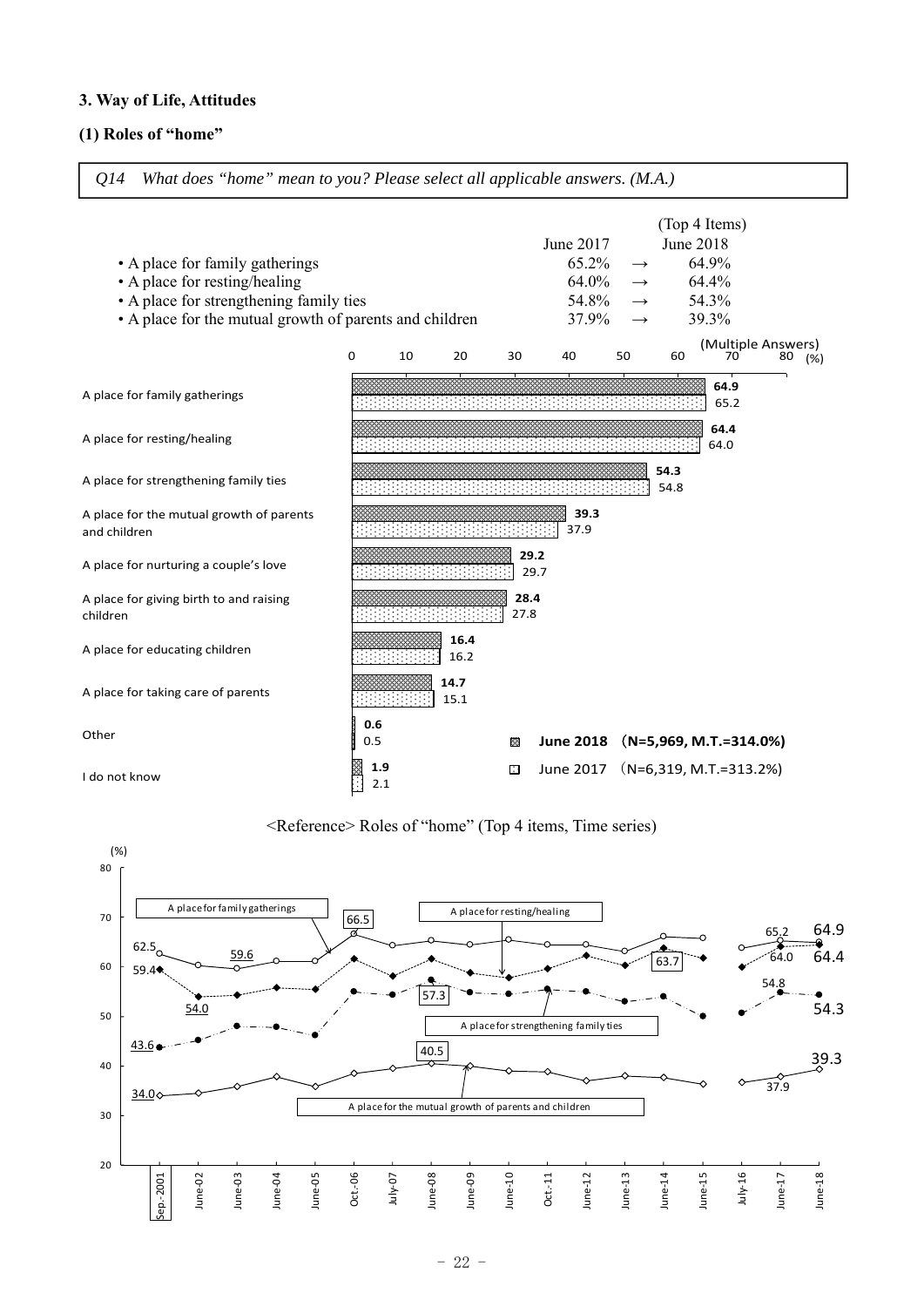## 3. Way of Life, Attitudes

### (1) Roles of "home"

*Q14 What does "home" mean to you? Please select all applicable answers. (M.A.)*

(Top 4 Items)

| | June 2017 | | June 2018 |
|---|---|---|---|
| • A place for family gatherings | 65.2% | → | 64.9% |
| • A place for resting/healing | 64.0% | → | 64.4% |
| • A place for strengthening family ties | 54.8% | → | 54.3% |
| • A place for the mutual growth of parents and children | 37.9% | → | 39.3% |

(Multiple Answers) (%)

| | June 2018 (N=5,969, M.T.=314.0%) | June 2017 (N=6,319, M.T.=313.2%) |
|---|---|---|
| A place for family gatherings | 64.9 | 65.2 |
| A place for resting/healing | 64.4 | 64.0 |
| A place for strengthening family ties | 54.3 | 54.8 |
| A place for the mutual growth of parents and children | 39.3 | 37.9 |
| A place for nurturing a couple's love | 29.2 | 29.7 |
| A place for giving birth to and raising children | 28.4 | 27.8 |
| A place for educating children | 16.4 | 16.2 |
| A place for taking care of parents | 14.7 | 15.1 |
| Other | 0.6 | 0.5 |
| I do not know | 1.9 | 2.1 |

<Reference> Roles of "home" (Top 4 items, Time series)

(%)

| | Sep.-2001 | June-03 | Oct.-06 | June-08 | July-16 | June-17 | June-18 |
|---|---|---|---|---|---|---|---|
| A place for family gatherings | 62.5 | 59.6 | 66.5 | | | 65.2 | 64.9 |
| A place for resting/healing | 59.4 | | | | | 64.0 | 64.4 |
| A place for strengthening family ties | 43.6 | | | 57.3 | | 54.8 | 54.3 |
| A place for the mutual growth of parents and children | 34.0 | | | 40.5 | | 37.9 | 39.3 |

Other labeled values: A place for resting/healing 54.0 (June-02), 63.7 (June-14).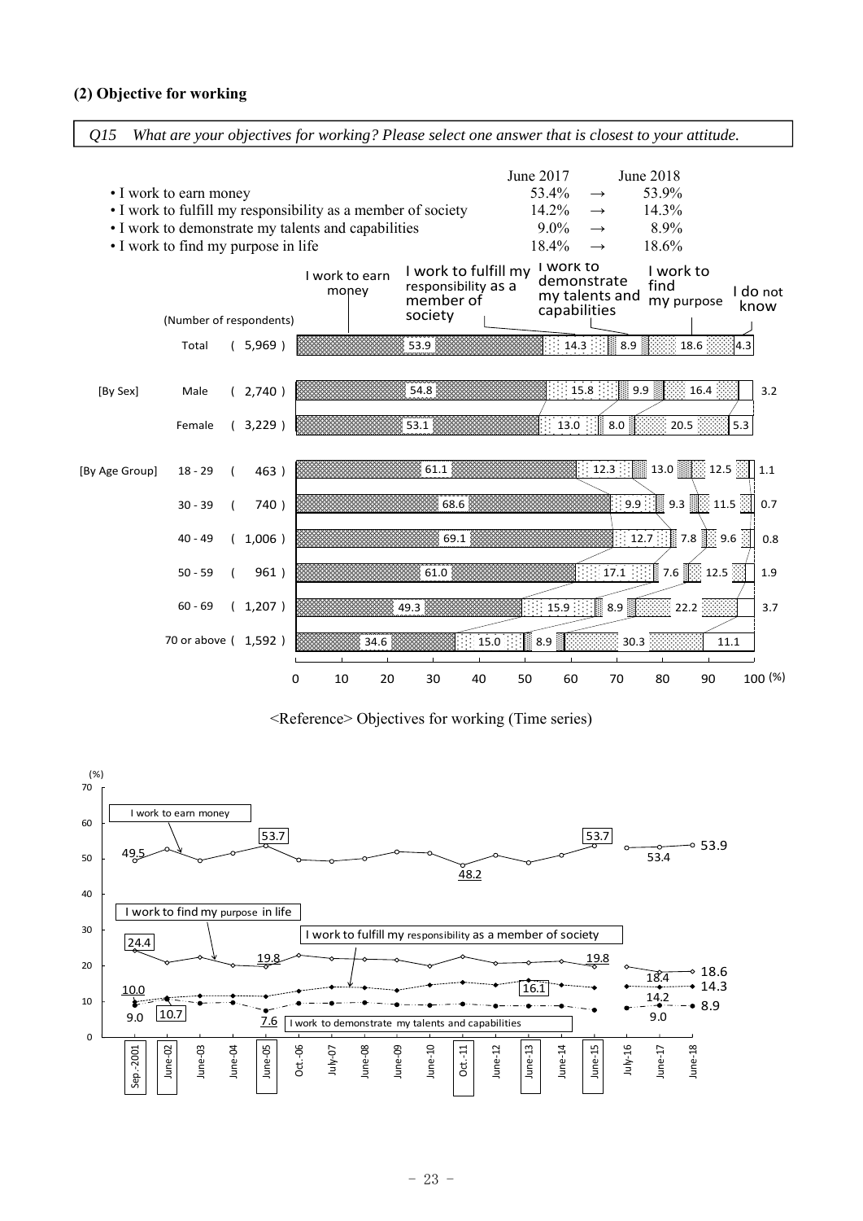### (2) Objective for working

*Q15 What are your objectives for working? Please select one answer that is closest to your attitude.*

| | June 2017 | | June 2018 |
|---|---|---|---|
| • I work to earn money | 53.4% | → | 53.9% |
| • I work to fulfill my responsibility as a member of society | 14.2% | → | 14.3% |
| • I work to demonstrate my talents and capabilities | 9.0% | → | 8.9% |
| • I work to find my purpose in life | 18.4% | → | 18.6% |

| | | (Number of respondents) | I work to earn money | I work to fulfill my responsibility as a member of society | I work to demonstrate my talents and capabilities | I work to find my purpose | I do not know |
|---|---|---|---|---|---|---|---|
| | Total | (5,969) | 53.9 | 14.3 | 8.9 | 18.6 | 4.3 |
| [By Sex] | Male | (2,740) | 54.8 | 15.8 | 9.9 | 16.4 | 3.2 |
| | Female | (3,229) | 53.1 | 13.0 | 8.0 | 20.5 | 5.3 |
| [By Age Group] | 18 - 29 | (463) | 61.1 | 12.3 | 13.0 | 12.5 | 1.1 |
| | 30 - 39 | (740) | 68.6 | 9.9 | 9.3 | 11.5 | 0.7 |
| | 40 - 49 | (1,006) | 69.1 | 12.7 | 7.8 | 9.6 | 0.8 |
| | 50 - 59 | (961) | 61.0 | 17.1 | 7.6 | 12.5 | 1.9 |
| | 60 - 69 | (1,207) | 49.3 | 15.9 | 8.9 | 22.2 | 3.7 |
| | 70 or above | (1,592) | 34.6 | 15.0 | 8.9 | 30.3 | 11.1 |

<Reference> Objectives for working (Time series)

(%)

| | Sep.-2001 | June-02 | June-03 | June-04 | June-05 | Oct.-06 | July-07 | June-08 | June-09 | June-10 | Oct.-11 | June-12 | June-13 | June-14 | June-15 | July-16 | June-17 | June-18 |
|---|---|---|---|---|---|---|---|---|---|---|---|---|---|---|---|---|---|---|
| I work to earn money | 49.5 | | | | 53.7 | | | | | | 48.2 | | | | 53.7 | | 53.4 | 53.9 |
| I work to find my purpose in life | 24.4 | | | | 19.8 | | | | | | | | | | 19.8 | | 18.4 | 18.6 |
| I work to fulfill my responsibility as a member of society | 10.0 | | | | | | | | | | | | 16.1 | | | | 14.2 | 14.3 |
| I work to demonstrate my talents and capabilities | 9.0 | 10.7 | | | 7.6 | | | | | | | | | | | | 9.0 | 8.9 |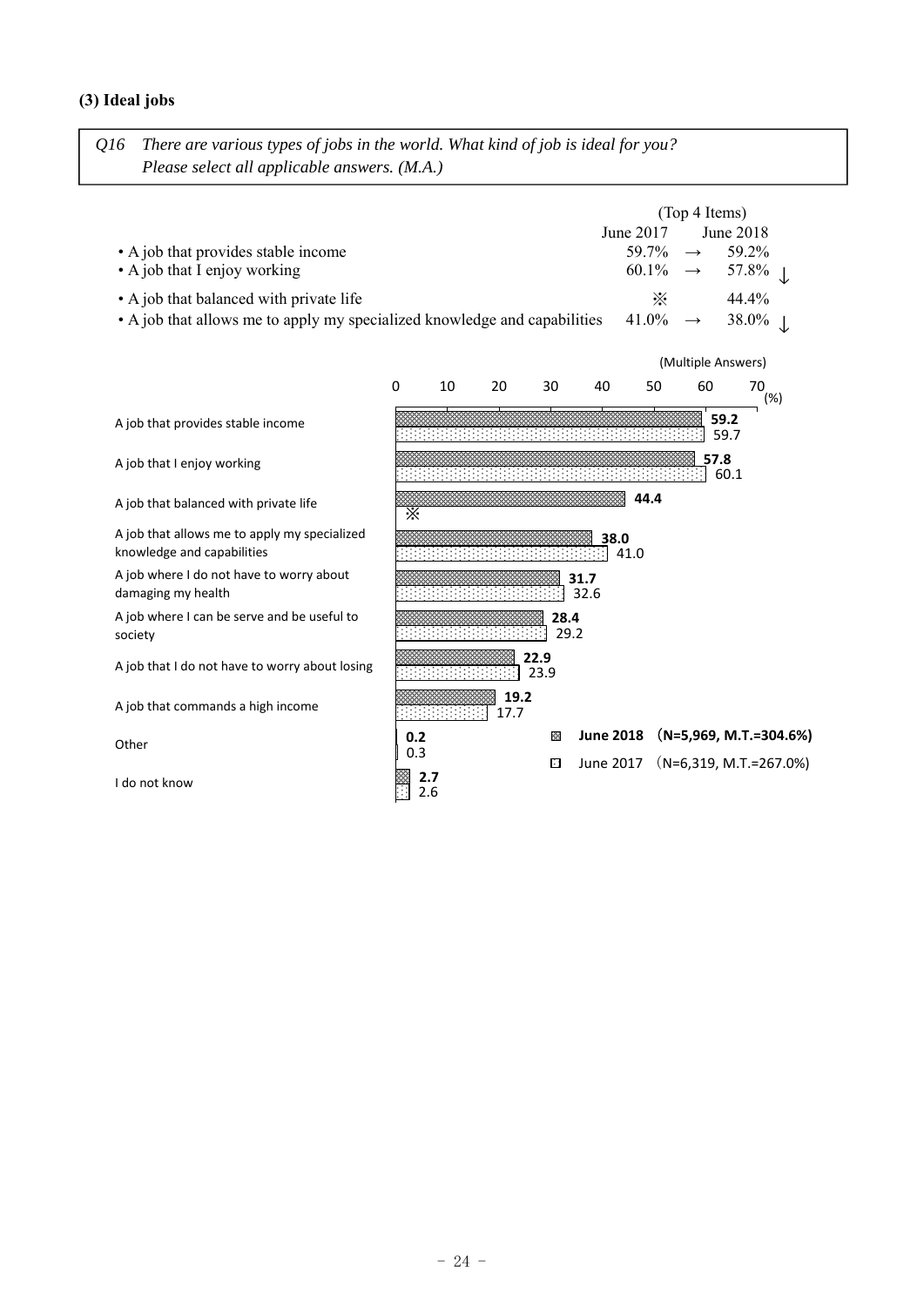### (3) Ideal jobs

*Q16 There are various types of jobs in the world. What kind of job is ideal for you? Please select all applicable answers. (M.A.)*

(Top 4 Items)

| | June 2017 | | June 2018 | |
|---|---|---|---|---|
| • A job that provides stable income | 59.7% | → | 59.2% | |
| • A job that I enjoy working | 60.1% | → | 57.8% | ↓ |
| • A job that balanced with private life | ※ | | 44.4% | |
| • A job that allows me to apply my specialized knowledge and capabilities | 41.0% | → | 38.0% | ↓ |

(Multiple Answers) (%)

| | June 2018 (N=5,969, M.T.=304.6%) | June 2017 (N=6,319, M.T.=267.0%) |
|---|---|---|
| A job that provides stable income | 59.2 | 59.7 |
| A job that I enjoy working | 57.8 | 60.1 |
| A job that balanced with private life | 44.4 | ※ |
| A job that allows me to apply my specialized knowledge and capabilities | 38.0 | 41.0 |
| A job where I do not have to worry about damaging my health | 31.7 | 32.6 |
| A job where I can be serve and be useful to society | 28.4 | 29.2 |
| A job that I do not have to worry about losing | 22.9 | 23.9 |
| A job that commands a high income | 19.2 | 17.7 |
| Other | 0.2 | 0.3 |
| I do not know | 2.7 | 2.6 |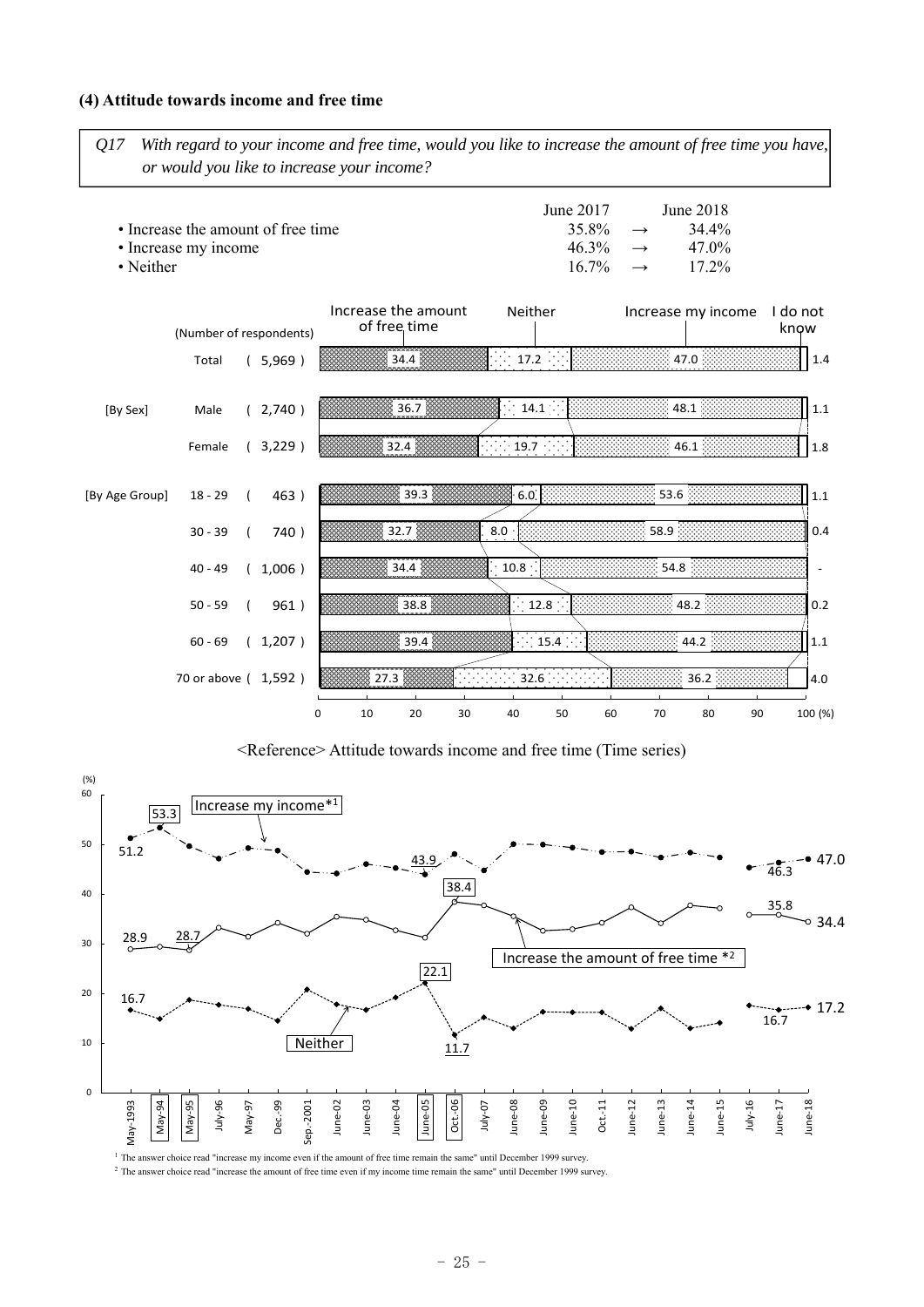### (4) Attitude towards income and free time

*Q17 With regard to your income and free time, would you like to increase the amount of free time you have, or would you like to increase your income?*

| | June 2017 | | June 2018 |
|---|---|---|---|
| • Increase the amount of free time | 35.8% | → | 34.4% |
| • Increase my income | 46.3% | → | 47.0% |
| • Neither | 16.7% | → | 17.2% |

| | | (Number of respondents) | Increase the amount of free time | Neither | Increase my income | I do not know |
|---|---|---|---|---|---|---|
| | Total | ( 5,969 ) | 34.4 | 17.2 | 47.0 | 1.4 |
| [By Sex] | Male | ( 2,740 ) | 36.7 | 14.1 | 48.1 | 1.1 |
| | Female | ( 3,229 ) | 32.4 | 19.7 | 46.1 | 1.8 |
| [By Age Group] | 18 - 29 | ( 463 ) | 39.3 | 6.0 | 53.6 | 1.1 |
| | 30 - 39 | ( 740 ) | 32.7 | 8.0 | 58.9 | 0.4 |
| | 40 - 49 | ( 1,006 ) | 34.4 | 10.8 | 54.8 | - |
| | 50 - 59 | ( 961 ) | 38.8 | 12.8 | 48.2 | 0.2 |
| | 60 - 69 | ( 1,207 ) | 39.4 | 15.4 | 44.2 | 1.1 |
| | 70 or above | ( 1,592 ) | 27.3 | 32.6 | 36.2 | 4.0 |

<Reference> Attitude towards income and free time (Time series)

(%)

| Survey | Increase my income*[1] | Increase the amount of free time *[2] | Neither |
|---|---|---|---|
| May-1993 | 51.2 | 28.9 | 16.7 |
| May-94 | 53.3 | | |
| May-95 | | 28.7 | |
| June-05 | 43.9 | | 22.1 |
| Oct.-06 | | 38.4 | 11.7 |
| June-17 | 46.3 | 35.8 | 16.7 |
| June-18 | 47.0 | 34.4 | 17.2 |

Survey points: May-1993, May-94, May-95, July-96, May-97, Dec.-99, Sep.-2001, June-02, June-03, June-04, June-05, Oct.-06, July-07, June-08, June-09, June-10, Oct.-11, June-12, June-13, June-14, June-15, July-16, June-17, June-18

[1] The answer choice read "increase my income even if the amount of free time remain the same" until December 1999 survey.

[2] The answer choice read "increase the amount of free time even if my income time remain the same" until December 1999 survey.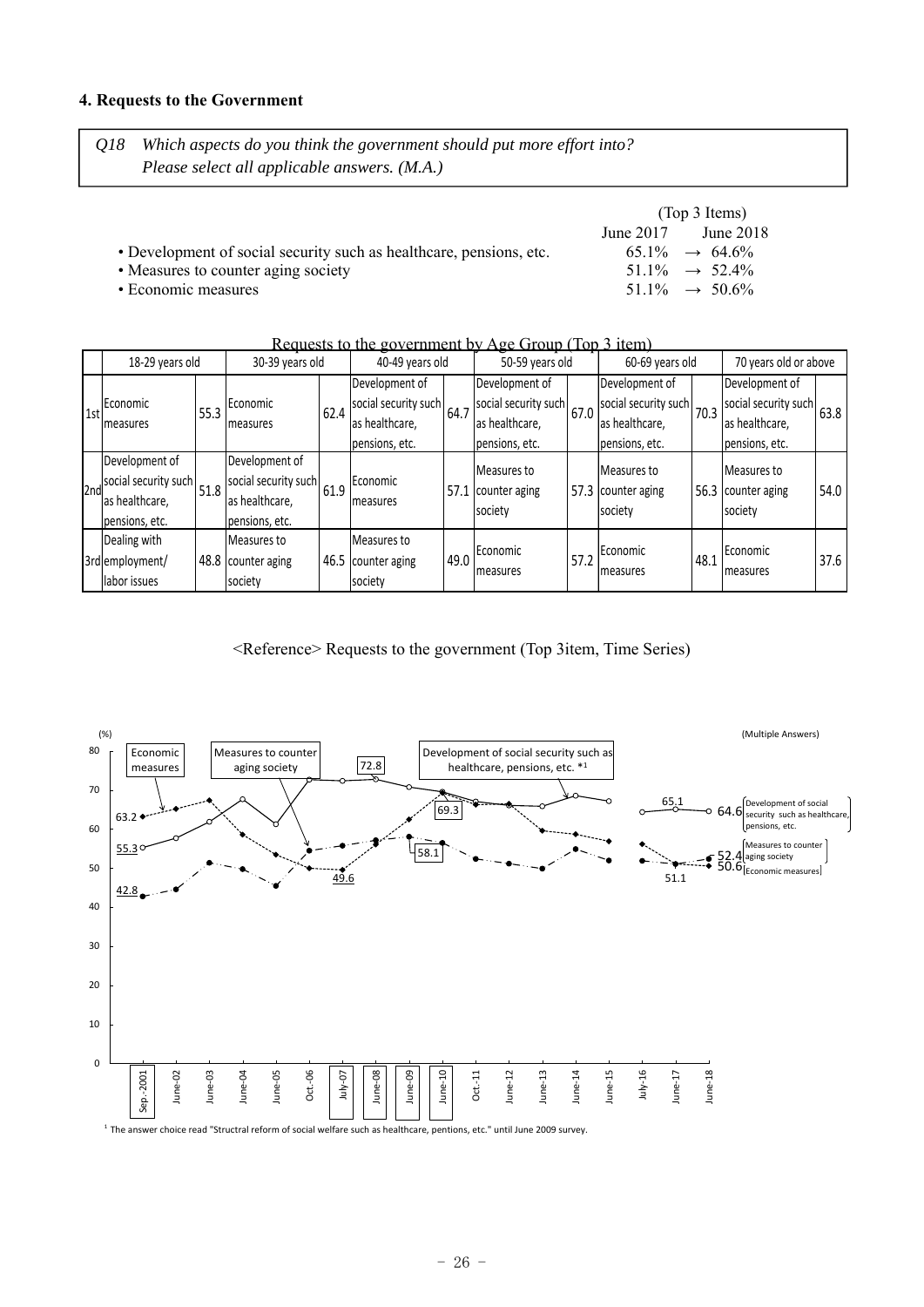### 4. Requests to the Government

*Q18 Which aspects do you think the government should put more effort into? Please select all applicable answers. (M.A.)*

(Top 3 Items)

| | June 2017 | | June 2018 |
|---|---|---|---|
| • Development of social security such as healthcare, pensions, etc. | 65.1% | → | 64.6% |
| • Measures to counter aging society | 51.1% | → | 52.4% |
| • Economic measures | 51.1% | → | 50.6% |

Requests to the government by Age Group (Top 3 item)

| | 18-29 years old | | 30-39 years old | | 40-49 years old | | 50-59 years old | | 60-69 years old | | 70 years old or above | |
|---|---|---|---|---|---|---|---|---|---|---|---|---|
| 1st | Economic measures | 55.3 | Economic measures | 62.4 | Development of social security such as healthcare, pensions, etc. | 64.7 | Development of social security such as healthcare, pensions, etc. | 67.0 | Development of social security such as healthcare, pensions, etc. | 70.3 | Development of social security such as healthcare, pensions, etc. | 63.8 |
| 2nd | Development of social security such as healthcare, pensions, etc. | 51.8 | Development of social security such as healthcare, pensions, etc. | 61.9 | Economic measures | 57.1 | Measures to counter aging society | 57.3 | Measures to counter aging society | 56.3 | Measures to counter aging society | 54.0 |
| 3rd | Dealing with employment/ labor issues | 48.8 | Measures to counter aging society | 46.5 | Measures to counter aging society | 49.0 | Economic measures | 57.2 | Economic measures | 48.1 | Economic measures | 37.6 |

<Reference> Requests to the government (Top 3item, Time Series)

[1] The answer choice read "Structral reform of social welfare such as healthcare, pentions, etc." until June 2009 survey.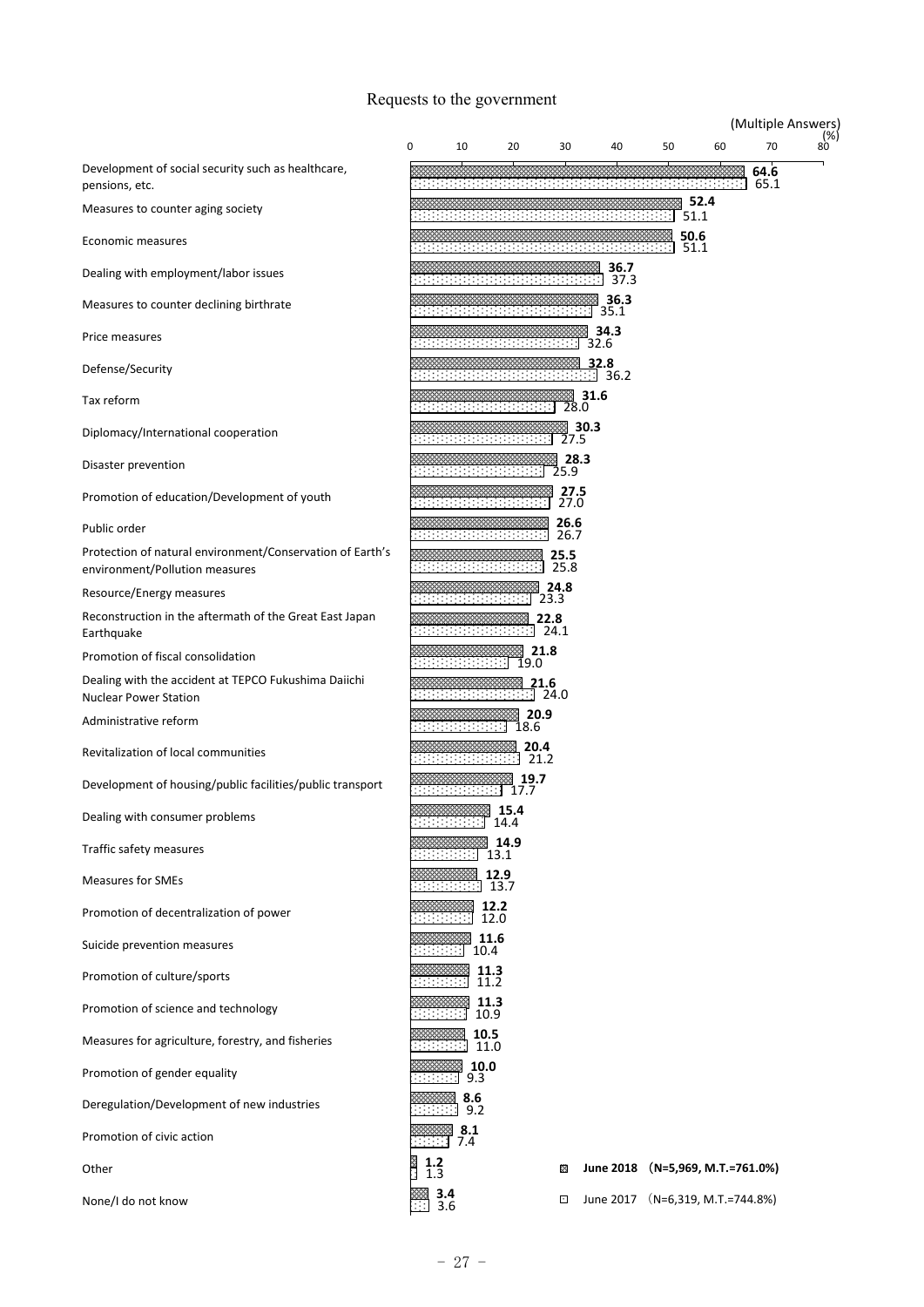## Requests to the government

(Multiple Answers) (%)

| Item | June 2018 (N=5,969, M.T.=761.0%) | June 2017 (N=6,319, M.T.=744.8%) |
|---|---|---|
| Development of social security such as healthcare, pensions, etc. | 64.6 | 65.1 |
| Measures to counter aging society | 52.4 | 51.1 |
| Economic measures | 50.6 | 51.1 |
| Dealing with employment/labor issues | 36.7 | 37.3 |
| Measures to counter declining birthrate | 36.3 | 35.1 |
| Price measures | 34.3 | 32.6 |
| Defense/Security | 32.8 | 36.2 |
| Tax reform | 31.6 | 28.0 |
| Diplomacy/International cooperation | 30.3 | 27.5 |
| Disaster prevention | 28.3 | 25.9 |
| Promotion of education/Development of youth | 27.5 | 27.0 |
| Public order | 26.6 | 26.7 |
| Protection of natural environment/Conservation of Earth's environment/Pollution measures | 25.5 | 25.8 |
| Resource/Energy measures | 24.8 | 23.3 |
| Reconstruction in the aftermath of the Great East Japan Earthquake | 22.8 | 24.1 |
| Promotion of fiscal consolidation | 21.8 | 19.0 |
| Dealing with the accident at TEPCO Fukushima Daiichi Nuclear Power Station | 21.6 | 24.0 |
| Administrative reform | 20.9 | 18.6 |
| Revitalization of local communities | 20.4 | 21.2 |
| Development of housing/public facilities/public transport | 19.7 | 17.7 |
| Dealing with consumer problems | 15.4 | 14.4 |
| Traffic safety measures | 14.9 | 13.1 |
| Measures for SMEs | 12.9 | 13.7 |
| Promotion of decentralization of power | 12.2 | 12.0 |
| Suicide prevention measures | 11.6 | 10.4 |
| Promotion of culture/sports | 11.3 | 11.2 |
| Promotion of science and technology | 11.3 | 10.9 |
| Measures for agriculture, forestry, and fisheries | 10.5 | 11.0 |
| Promotion of gender equality | 10.0 | 9.3 |
| Deregulation/Development of new industries | 8.6 | 9.2 |
| Promotion of civic action | 8.1 | 7.4 |
| Other | 1.2 | 1.3 |
| None/I do not know | 3.4 | 3.6 |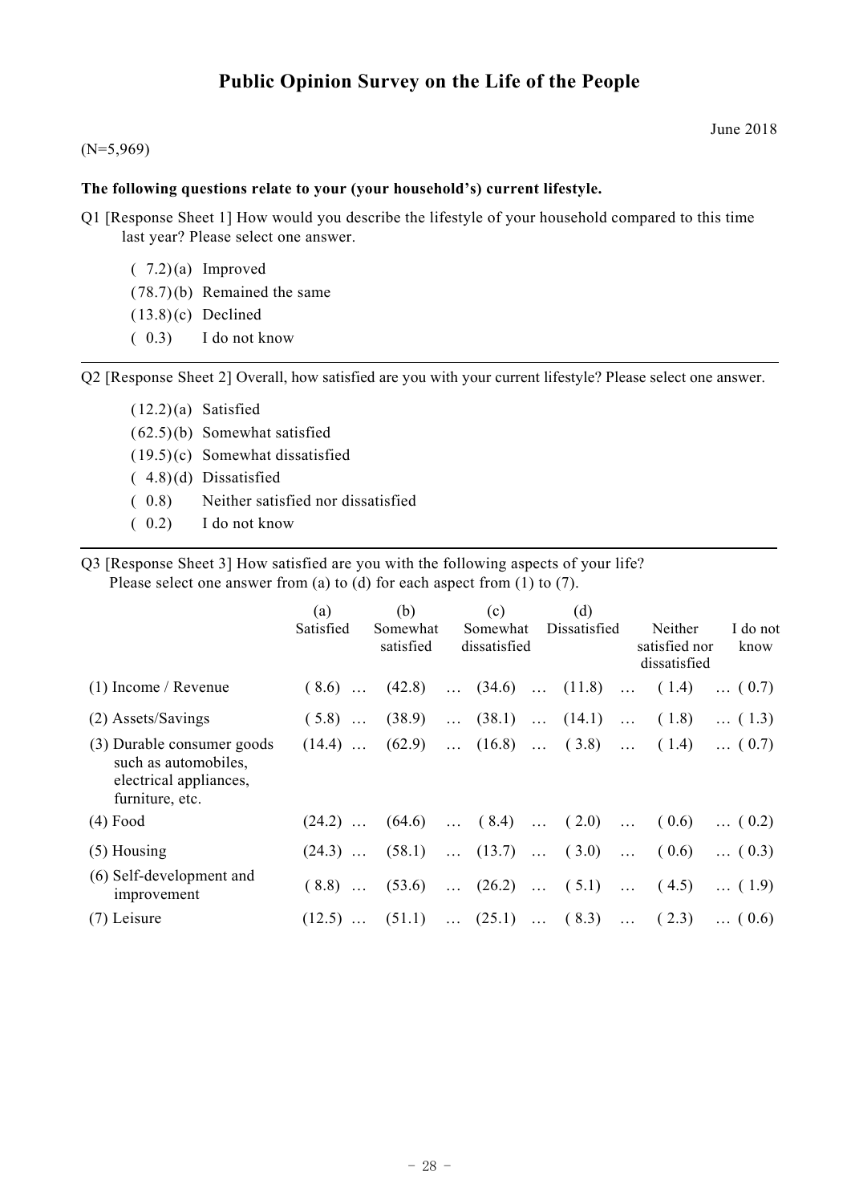# Public Opinion Survey on the Life of the People

June 2018

(N=5,969)

**The following questions relate to your (your household's) current lifestyle.**

Q1 [Response Sheet 1] How would you describe the lifestyle of your household compared to this time last year? Please select one answer.

- ( 7.2) (a) Improved
- (78.7) (b) Remained the same
- (13.8) (c) Declined
- ( 0.3) I do not know

---

Q2 [Response Sheet 2] Overall, how satisfied are you with your current lifestyle? Please select one answer.

- (12.2) (a) Satisfied
- (62.5) (b) Somewhat satisfied
- (19.5) (c) Somewhat dissatisfied
- ( 4.8) (d) Dissatisfied
- ( 0.8) Neither satisfied nor dissatisfied
- ( 0.2) I do not know

---

Q3 [Response Sheet 3] How satisfied are you with the following aspects of your life?
Please select one answer from (a) to (d) for each aspect from (1) to (7).

| | (a) Satisfied | (b) Somewhat satisfied | (c) Somewhat dissatisfied | (d) Dissatisfied | Neither satisfied nor dissatisfied | I do not know |
|---|---|---|---|---|---|---|
| (1) Income / Revenue | ( 8.6) | (42.8) | (34.6) | (11.8) | ( 1.4) | ( 0.7) |
| (2) Assets/Savings | ( 5.8) | (38.9) | (38.1) | (14.1) | ( 1.8) | ( 1.3) |
| (3) Durable consumer goods such as automobiles, electrical appliances, furniture, etc. | (14.4) | (62.9) | (16.8) | ( 3.8) | ( 1.4) | ( 0.7) |
| (4) Food | (24.2) | (64.6) | ( 8.4) | ( 2.0) | ( 0.6) | ( 0.2) |
| (5) Housing | (24.3) | (58.1) | (13.7) | ( 3.0) | ( 0.6) | ( 0.3) |
| (6) Self-development and improvement | ( 8.8) | (53.6) | (26.2) | ( 5.1) | ( 4.5) | ( 1.9) |
| (7) Leisure | (12.5) | (51.1) | (25.1) | ( 8.3) | ( 2.3) | ( 0.6) |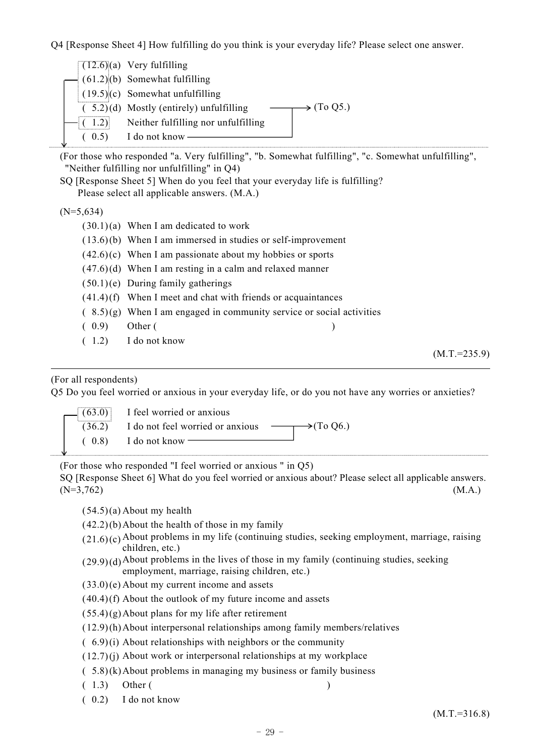Q4 [Response Sheet 4] How fulfilling do you think is your everyday life? Please select one answer.

- (12.6) (a) Very fulfilling
- (61.2) (b) Somewhat fulfilling
- (19.5) (c) Somewhat unfulfilling
- ( 5.2) (d) Mostly (entirely) unfulfilling → (To Q5.)
- ( 1.2) Neither fulfilling nor unfulfilling
- ( 0.5) I do not know → (To Q5.)

(For those who responded "a. Very fulfilling", "b. Somewhat fulfilling", "c. Somewhat unfulfilling", "Neither fulfilling nor unfulfilling" in Q4)

SQ [Response Sheet 5] When do you feel that your everyday life is fulfilling? Please select all applicable answers. (M.A.)

(N=5,634)

- (30.1) (a) When I am dedicated to work
- (13.6) (b) When I am immersed in studies or self-improvement
- (42.6) (c) When I am passionate about my hobbies or sports
- (47.6) (d) When I am resting in a calm and relaxed manner
- (50.1) (e) During family gatherings
- (41.4) (f) When I meet and chat with friends or acquaintances
- ( 8.5) (g) When I am engaged in community service or social activities
- ( 0.9) Other ( )
- ( 1.2) I do not know

(M.T.=235.9)

---

(For all respondents)

Q5 Do you feel worried or anxious in your everyday life, or do you not have any worries or anxieties?

- (63.0) I feel worried or anxious
- (36.2) I do not feel worried or anxious → (To Q6.)
- ( 0.8) I do not know → (To Q6.)

(For those who responded "I feel worried or anxious " in Q5)

SQ [Response Sheet 6] What do you feel worried or anxious about? Please select all applicable answers. (M.A.)

(N=3,762)

- (54.5) (a) About my health
- (42.2) (b) About the health of those in my family
- (21.6) (c) About problems in my life (continuing studies, seeking employment, marriage, raising children, etc.)
- (29.9) (d) About problems in the lives of those in my family (continuing studies, seeking employment, marriage, raising children, etc.)
- (33.0) (e) About my current income and assets
- (40.4) (f) About the outlook of my future income and assets
- (55.4) (g) About plans for my life after retirement
- (12.9) (h) About interpersonal relationships among family members/relatives
- ( 6.9) (i) About relationships with neighbors or the community
- (12.7) (j) About work or interpersonal relationships at my workplace
- ( 5.8) (k) About problems in managing my business or family business
- ( 1.3) Other ( )
- ( 0.2) I do not know

(M.T.=316.8)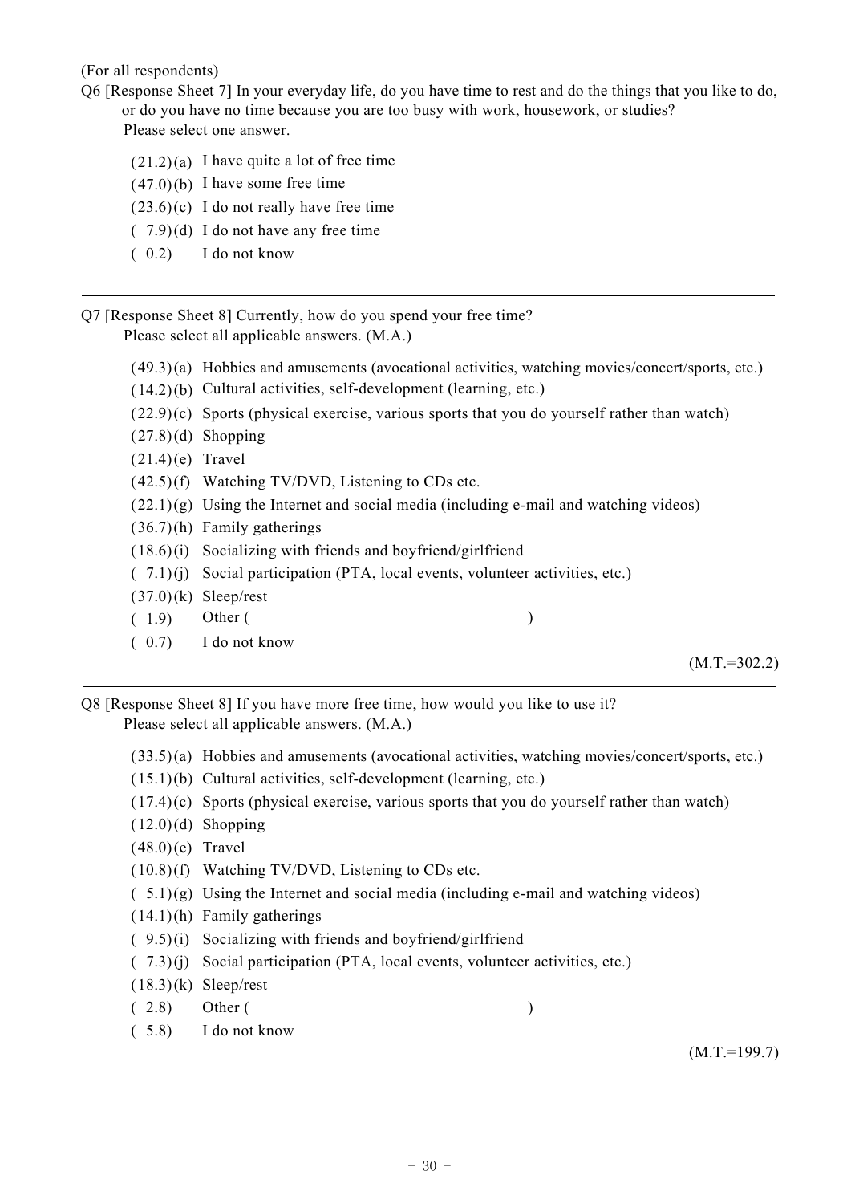(For all respondents)

Q6 [Response Sheet 7] In your everyday life, do you have time to rest and do the things that you like to do, or do you have no time because you are too busy with work, housework, or studies?
Please select one answer.

(21.2) (a) I have quite a lot of free time
(47.0) (b) I have some free time
(23.6) (c) I do not really have free time
( 7.9) (d) I do not have any free time
( 0.2) I do not know

---

Q7 [Response Sheet 8] Currently, how do you spend your free time?
Please select all applicable answers. (M.A.)

(49.3) (a) Hobbies and amusements (avocational activities, watching movies/concert/sports, etc.)
(14.2) (b) Cultural activities, self-development (learning, etc.)
(22.9) (c) Sports (physical exercise, various sports that you do yourself rather than watch)
(27.8) (d) Shopping
(21.4) (e) Travel
(42.5) (f) Watching TV/DVD, Listening to CDs etc.
(22.1) (g) Using the Internet and social media (including e-mail and watching videos)
(36.7) (h) Family gatherings
(18.6) (i) Socializing with friends and boyfriend/girlfriend
( 7.1) (j) Social participation (PTA, local events, volunteer activities, etc.)
(37.0) (k) Sleep/rest
( 1.9) Other ( )
( 0.7) I do not know

(M.T.=302.2)

---

Q8 [Response Sheet 8] If you have more free time, how would you like to use it?
Please select all applicable answers. (M.A.)

(33.5) (a) Hobbies and amusements (avocational activities, watching movies/concert/sports, etc.)
(15.1) (b) Cultural activities, self-development (learning, etc.)
(17.4) (c) Sports (physical exercise, various sports that you do yourself rather than watch)
(12.0) (d) Shopping
(48.0) (e) Travel
(10.8) (f) Watching TV/DVD, Listening to CDs etc.
( 5.1) (g) Using the Internet and social media (including e-mail and watching videos)
(14.1) (h) Family gatherings
( 9.5) (i) Socializing with friends and boyfriend/girlfriend
( 7.3) (j) Social participation (PTA, local events, volunteer activities, etc.)
(18.3) (k) Sleep/rest
( 2.8) Other ( )
( 5.8) I do not know

(M.T.=199.7)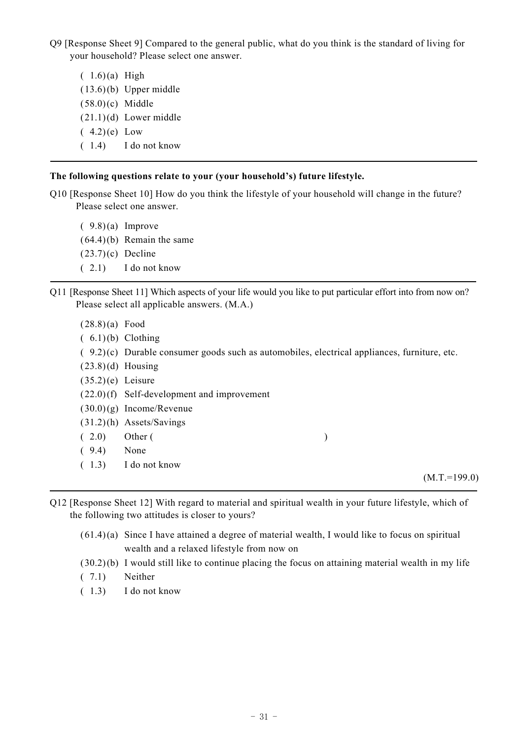Q9 [Response Sheet 9] Compared to the general public, what do you think is the standard of living for your household? Please select one answer.

( 1.6) (a) High
(13.6) (b) Upper middle
(58.0) (c) Middle
(21.1) (d) Lower middle
( 4.2) (e) Low
( 1.4) I do not know

---

**The following questions relate to your (your household's) future lifestyle.**

Q10 [Response Sheet 10] How do you think the lifestyle of your household will change in the future? Please select one answer.

( 9.8) (a) Improve
(64.4) (b) Remain the same
(23.7) (c) Decline
( 2.1) I do not know

---

Q11 [Response Sheet 11] Which aspects of your life would you like to put particular effort into from now on? Please select all applicable answers. (M.A.)

(28.8) (a) Food
( 6.1) (b) Clothing
( 9.2) (c) Durable consumer goods such as automobiles, electrical appliances, furniture, etc.
(23.8) (d) Housing
(35.2) (e) Leisure
(22.0) (f) Self-development and improvement
(30.0) (g) Income/Revenue
(31.2) (h) Assets/Savings
( 2.0) Other ( )
( 9.4) None
( 1.3) I do not know

(M.T.=199.0)

---

Q12 [Response Sheet 12] With regard to material and spiritual wealth in your future lifestyle, which of the following two attitudes is closer to yours?

(61.4) (a) Since I have attained a degree of material wealth, I would like to focus on spiritual wealth and a relaxed lifestyle from now on
(30.2) (b) I would still like to continue placing the focus on attaining material wealth in my life
( 7.1) Neither
( 1.3) I do not know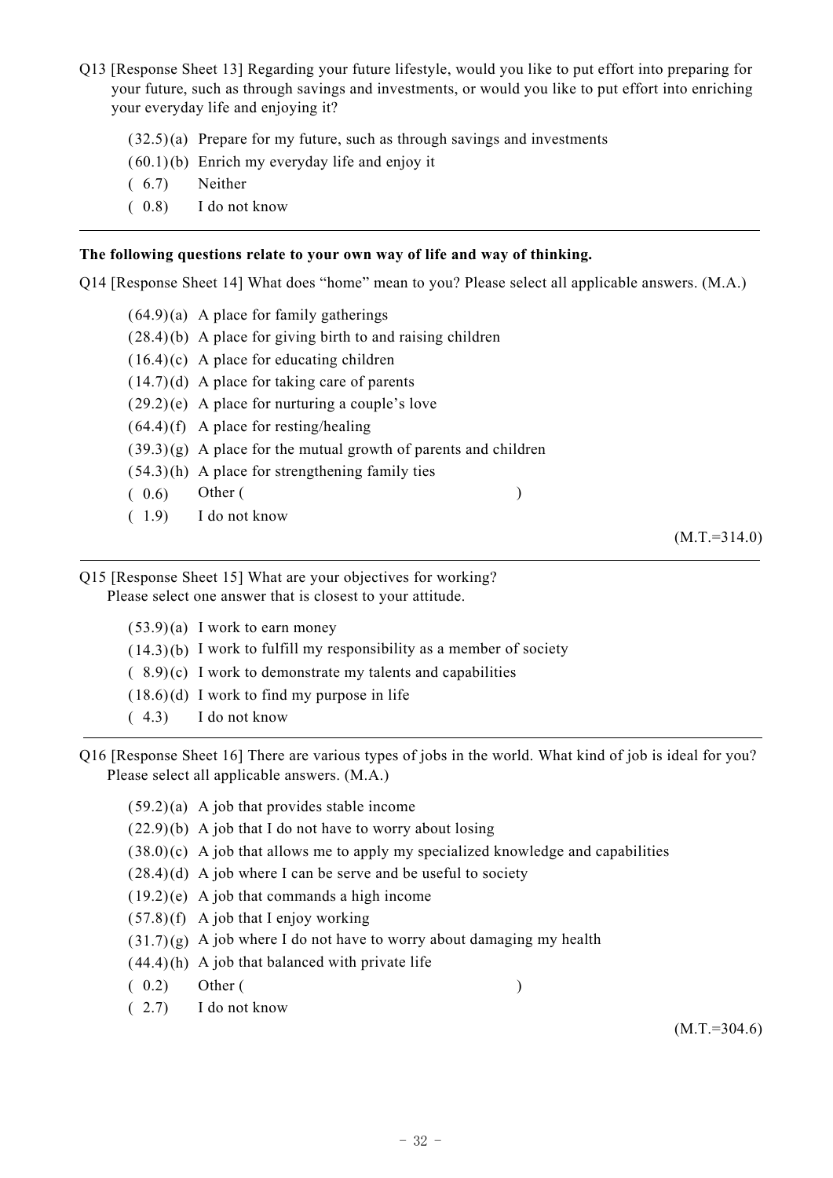Q13 [Response Sheet 13] Regarding your future lifestyle, would you like to put effort into preparing for your future, such as through savings and investments, or would you like to put effort into enriching your everyday life and enjoying it?

- (32.5) (a) Prepare for my future, such as through savings and investments
- (60.1) (b) Enrich my everyday life and enjoy it
- ( 6.7) Neither
- ( 0.8) I do not know

---

**The following questions relate to your own way of life and way of thinking.**

Q14 [Response Sheet 14] What does "home" mean to you? Please select all applicable answers. (M.A.)

- (64.9) (a) A place for family gatherings
- (28.4) (b) A place for giving birth to and raising children
- (16.4) (c) A place for educating children
- (14.7) (d) A place for taking care of parents
- (29.2) (e) A place for nurturing a couple's love
- (64.4) (f) A place for resting/healing
- (39.3) (g) A place for the mutual growth of parents and children
- (54.3) (h) A place for strengthening family ties
- ( 0.6) Other ( )
- ( 1.9) I do not know

(M.T.=314.0)

---

Q15 [Response Sheet 15] What are your objectives for working?
Please select one answer that is closest to your attitude.

- (53.9) (a) I work to earn money
- (14.3) (b) I work to fulfill my responsibility as a member of society
- ( 8.9) (c) I work to demonstrate my talents and capabilities
- (18.6) (d) I work to find my purpose in life
- ( 4.3) I do not know

---

Q16 [Response Sheet 16] There are various types of jobs in the world. What kind of job is ideal for you?
Please select all applicable answers. (M.A.)

- (59.2) (a) A job that provides stable income
- (22.9) (b) A job that I do not have to worry about losing
- (38.0) (c) A job that allows me to apply my specialized knowledge and capabilities
- (28.4) (d) A job where I can be serve and be useful to society
- (19.2) (e) A job that commands a high income
- (57.8) (f) A job that I enjoy working
- (31.7) (g) A job where I do not have to worry about damaging my health
- (44.4) (h) A job that balanced with private life
- ( 0.2) Other ( )
- ( 2.7) I do not know

(M.T.=304.6)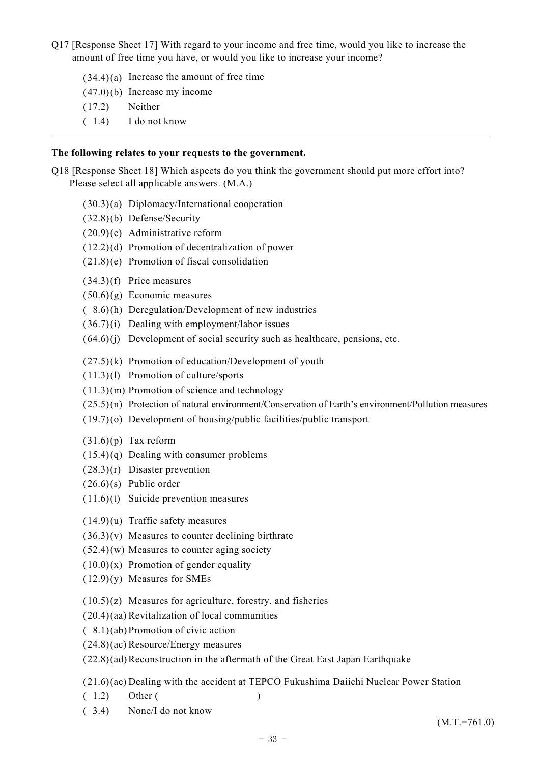Q17 [Response Sheet 17] With regard to your income and free time, would you like to increase the amount of free time you have, or would you like to increase your income?

- (34.4) (a) Increase the amount of free time
- (47.0) (b) Increase my income
- (17.2) Neither
- ( 1.4) I do not know

---

**The following relates to your requests to the government.**

Q18 [Response Sheet 18] Which aspects do you think the government should put more effort into? Please select all applicable answers. (M.A.)

- (30.3) (a) Diplomacy/International cooperation
- (32.8) (b) Defense/Security
- (20.9) (c) Administrative reform
- (12.2) (d) Promotion of decentralization of power
- (21.8) (e) Promotion of fiscal consolidation

- (34.3) (f) Price measures
- (50.6) (g) Economic measures
- ( 8.6) (h) Deregulation/Development of new industries
- (36.7) (i) Dealing with employment/labor issues
- (64.6) (j) Development of social security such as healthcare, pensions, etc.

- (27.5) (k) Promotion of education/Development of youth
- (11.3) (l) Promotion of culture/sports
- (11.3) (m) Promotion of science and technology
- (25.5) (n) Protection of natural environment/Conservation of Earth's environment/Pollution measures
- (19.7) (o) Development of housing/public facilities/public transport

- (31.6) (p) Tax reform
- (15.4) (q) Dealing with consumer problems
- (28.3) (r) Disaster prevention
- (26.6) (s) Public order
- (11.6) (t) Suicide prevention measures

- (14.9) (u) Traffic safety measures
- (36.3) (v) Measures to counter declining birthrate
- (52.4) (w) Measures to counter aging society
- (10.0) (x) Promotion of gender equality
- (12.9) (y) Measures for SMEs

- (10.5) (z) Measures for agriculture, forestry, and fisheries
- (20.4) (aa) Revitalization of local communities
- ( 8.1) (ab) Promotion of civic action
- (24.8) (ac) Resource/Energy measures
- (22.8) (ad) Reconstruction in the aftermath of the Great East Japan Earthquake

- (21.6) (ae) Dealing with the accident at TEPCO Fukushima Daiichi Nuclear Power Station
- ( 1.2) Other ( )
- ( 3.4) None/I do not know

(M.T.=761.0)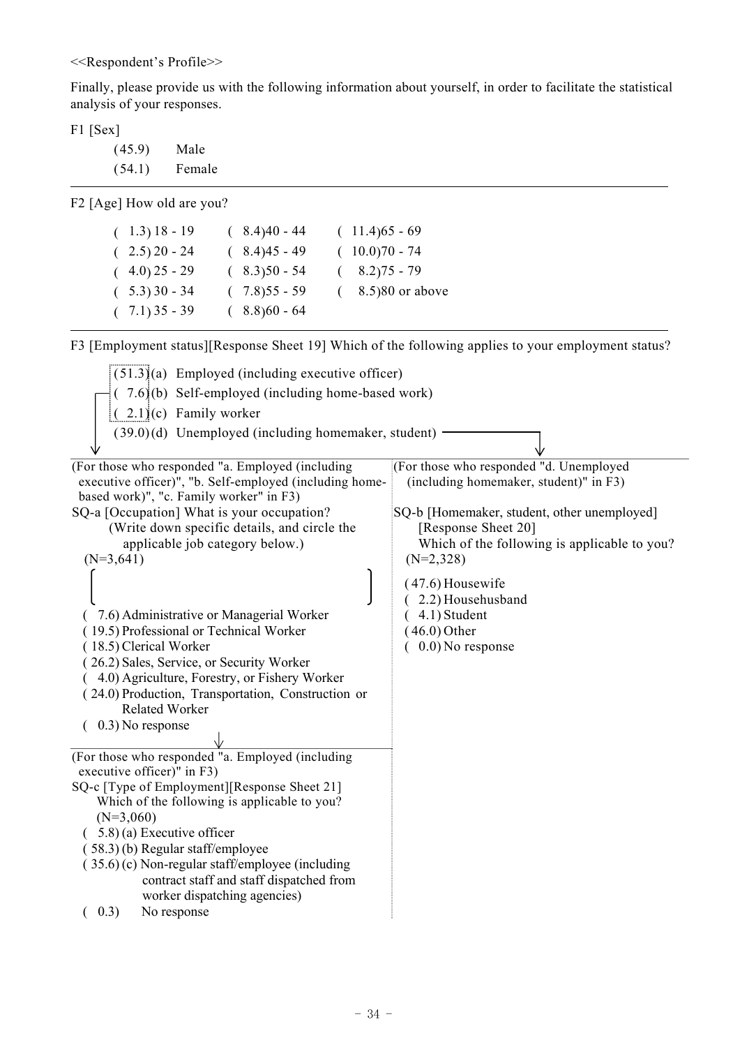<<Respondent's Profile>>

Finally, please provide us with the following information about yourself, in order to facilitate the statistical analysis of your responses.

F1 [Sex]

(45.9) Male
(54.1) Female

---

F2 [Age] How old are you?

| | | |
|---|---|---|
| ( 1.3) 18 - 19 | ( 8.4) 40 - 44 | ( 11.4) 65 - 69 |
| ( 2.5) 20 - 24 | ( 8.4) 45 - 49 | ( 10.0) 70 - 74 |
| ( 4.0) 25 - 29 | ( 8.3) 50 - 54 | ( 8.2) 75 - 79 |
| ( 5.3) 30 - 34 | ( 7.8) 55 - 59 | ( 8.5) 80 or above |
| ( 7.1) 35 - 39 | ( 8.8) 60 - 64 | |

---

F3 [Employment status][Response Sheet 19] Which of the following applies to your employment status?

(51.3) (a) Employed (including executive officer)
( 7.6) (b) Self-employed (including home-based work)
( 2.1) (c) Family worker
(39.0) (d) Unemployed (including homemaker, student)

(For those who responded "a. Employed (including executive officer)", "b. Self-employed (including home-based work)", "c. Family worker" in F3)

SQ-a [Occupation] What is your occupation?
(Write down specific details, and circle the applicable job category below.)
(N=3,641)

[ ]

( 7.6) Administrative or Managerial Worker
( 19.5) Professional or Technical Worker
( 18.5) Clerical Worker
( 26.2) Sales, Service, or Security Worker
( 4.0) Agriculture, Forestry, or Fishery Worker
( 24.0) Production, Transportation, Construction or Related Worker
( 0.3) No response

(For those who responded "a. Employed (including executive officer)" in F3)

SQ-c [Type of Employment][Response Sheet 21]
Which of the following is applicable to you?
(N=3,060)

( 5.8) (a) Executive officer
( 58.3) (b) Regular staff/employee
( 35.6) (c) Non-regular staff/employee (including contract staff and staff dispatched from worker dispatching agencies)
( 0.3) No response

(For those who responded "d. Unemployed (including homemaker, student)" in F3)

SQ-b [Homemaker, student, other unemployed]
[Response Sheet 20]
Which of the following is applicable to you?
(N=2,328)

(47.6) Housewife
( 2.2) Househusband
( 4.1) Student
(46.0) Other
( 0.0) No response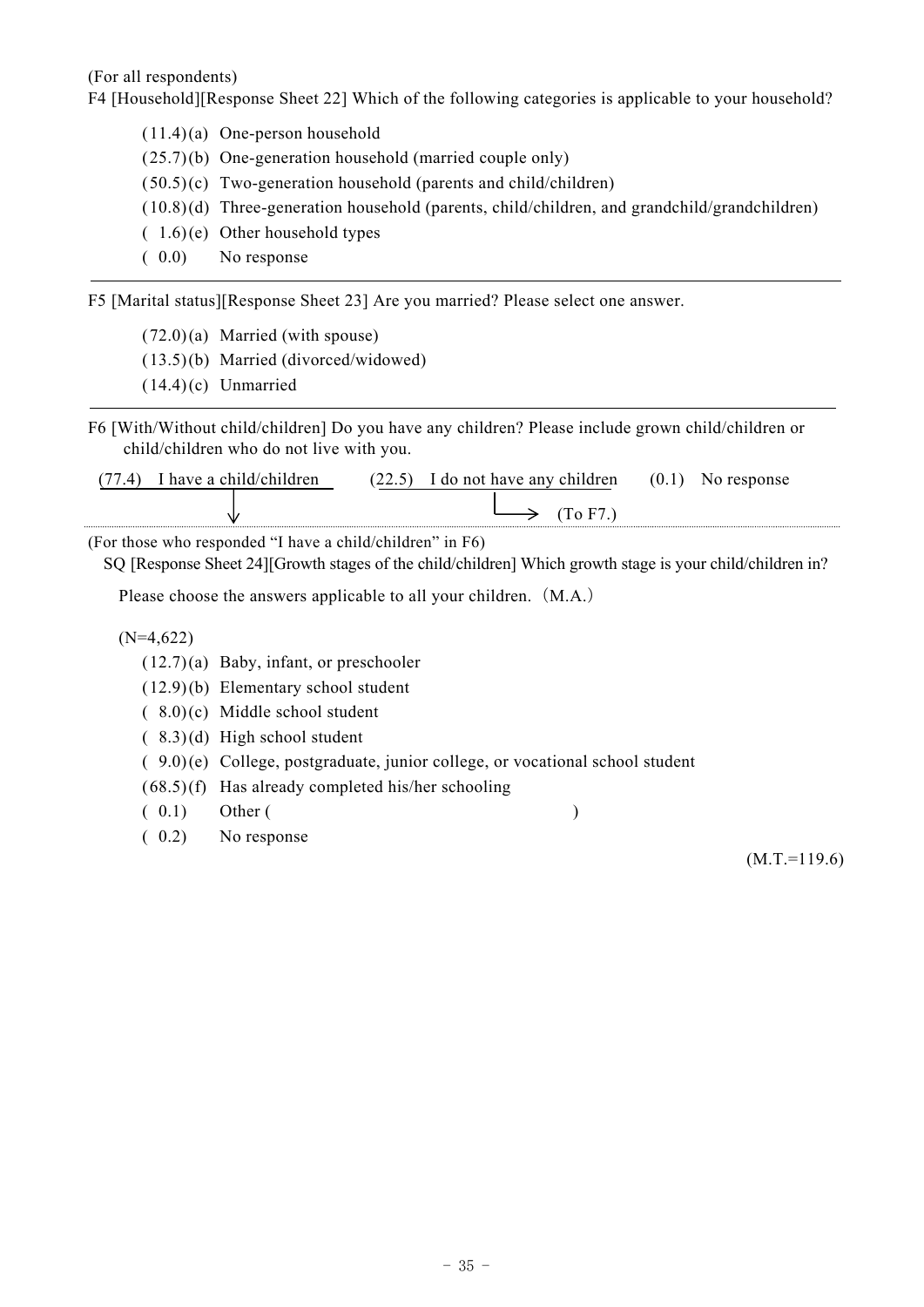(For all respondents)

F4 [Household][Response Sheet 22] Which of the following categories is applicable to your household?

(11.4) (a) One-person household
(25.7) (b) One-generation household (married couple only)
(50.5) (c) Two-generation household (parents and child/children)
(10.8) (d) Three-generation household (parents, child/children, and grandchild/grandchildren)
( 1.6) (e) Other household types
( 0.0) No response

---

F5 [Marital status][Response Sheet 23] Are you married? Please select one answer.

(72.0) (a) Married (with spouse)
(13.5) (b) Married (divorced/widowed)
(14.4) (c) Unmarried

---

F6 [With/Without child/children] Do you have any children? Please include grown child/children or child/children who do not live with you.

(77.4) I have a child/children　　(22.5) I do not have any children → (To F7.)　　(0.1) No response

(For those who responded "I have a child/children" in F6)

SQ [Response Sheet 24][Growth stages of the child/children] Which growth stage is your child/children in?

Please choose the answers applicable to all your children.（M.A.）

(N=4,622)

(12.7) (a) Baby, infant, or preschooler
(12.9) (b) Elementary school student
( 8.0) (c) Middle school student
( 8.3) (d) High school student
( 9.0) (e) College, postgraduate, junior college, or vocational school student
(68.5) (f) Has already completed his/her schooling
( 0.1) Other (　　　　　　　　　　　　　　)
( 0.2) No response

(M.T.=119.6)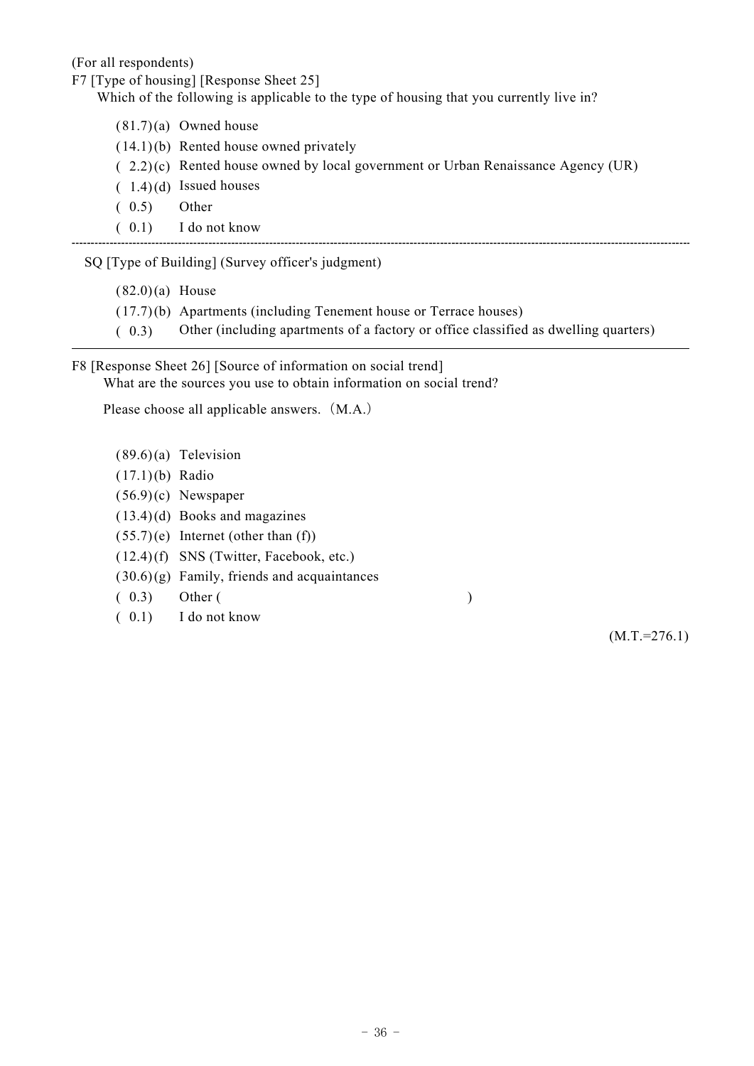(For all respondents)

F7 [Type of housing] [Response Sheet 25]

Which of the following is applicable to the type of housing that you currently live in?

- (81.7) (a) Owned house
- (14.1) (b) Rented house owned privately
- ( 2.2) (c) Rented house owned by local government or Urban Renaissance Agency (UR)
- ( 1.4) (d) Issued houses
- ( 0.5) Other
- ( 0.1) I do not know

---

SQ [Type of Building] (Survey officer's judgment)

- (82.0) (a) House
- (17.7) (b) Apartments (including Tenement house or Terrace houses)
- ( 0.3) Other (including apartments of a factory or office classified as dwelling quarters)

---

F8 [Response Sheet 26] [Source of information on social trend]

What are the sources you use to obtain information on social trend?

Please choose all applicable answers.（M.A.）

- (89.6) (a) Television
- (17.1) (b) Radio
- (56.9) (c) Newspaper
- (13.4) (d) Books and magazines
- (55.7) (e) Internet (other than (f))
- (12.4) (f) SNS (Twitter, Facebook, etc.)
- (30.6) (g) Family, friends and acquaintances
- ( 0.3) Other ( )
- ( 0.1) I do not know

(M.T.=276.1)